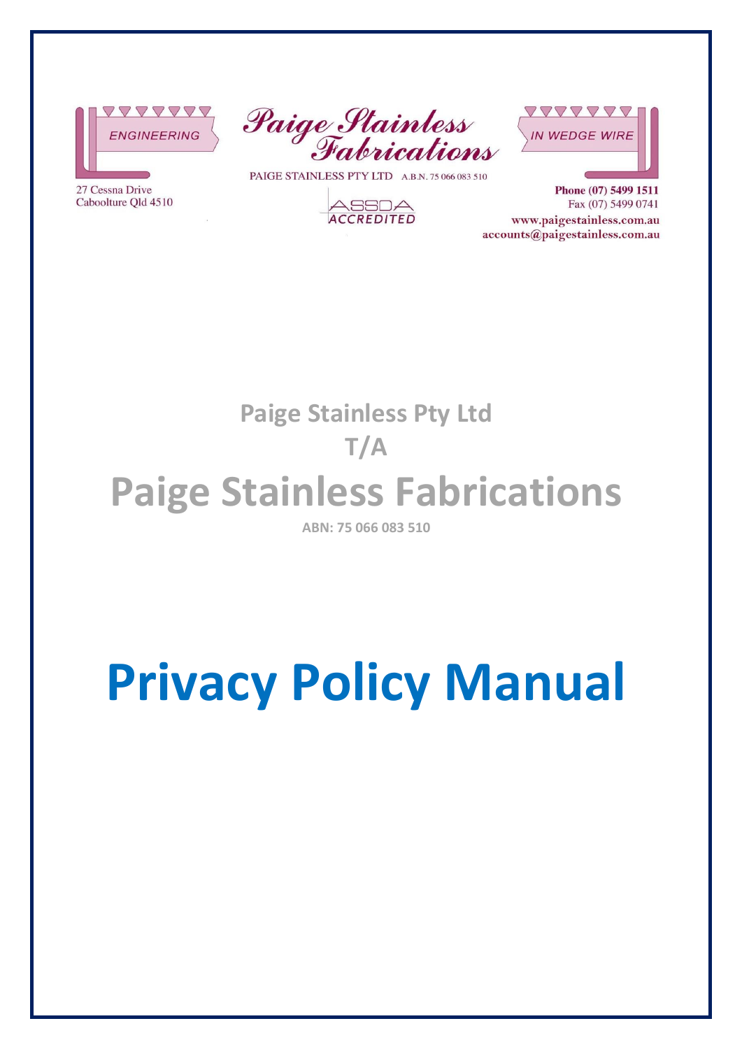ENGINEERING

Paige Stainless Fabrications

IN WEDGE WIRE

27 Cessna Drive
Caboolture Qld 4510

PAIGE STAINLESS PTY LTD A.B.N. 75 066 083 510

ASSDA ACCREDITED

Phone (07) 5499 1511
Fax (07) 5499 0741
www.paigestainless.com.au
accounts@paigestainless.com.au

## Paige Stainless Pty Ltd

## T/A

# Paige Stainless Fabrications

**ABN: 75 066 083 510**

# Privacy Policy Manual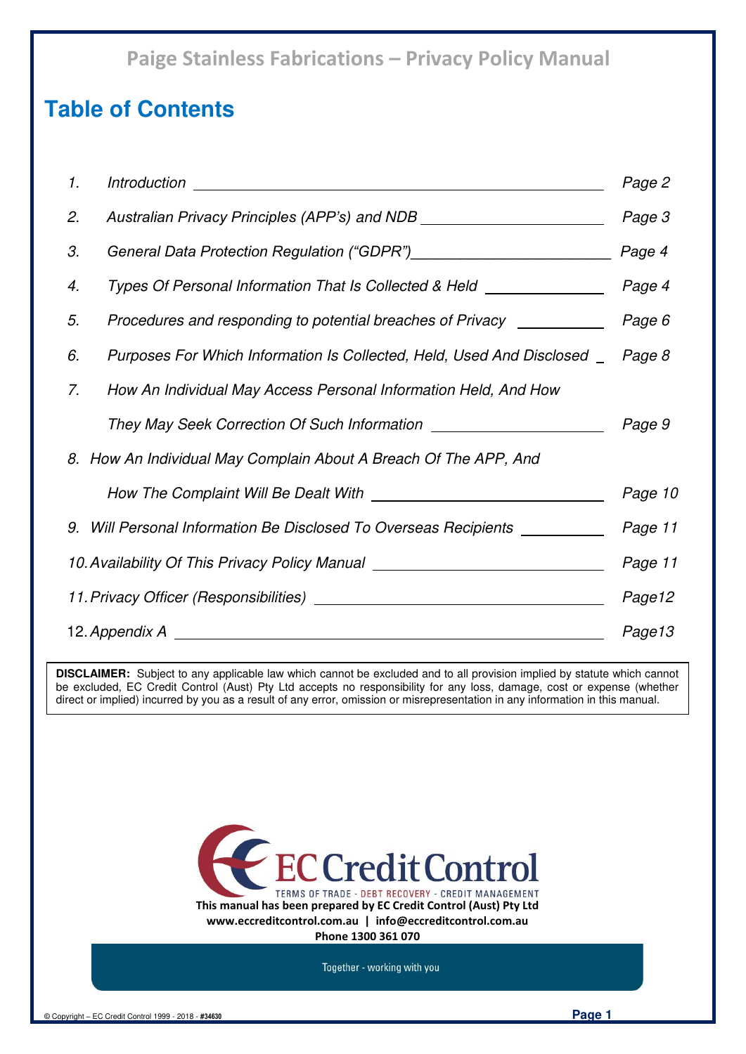# Paige Stainless Fabrications – Privacy Policy Manual

## Table of Contents

| | | |
|---|---|---|
| 1. | *Introduction* | *Page 2* |
| 2. | *Australian Privacy Principles (APP's) and NDB* | *Page 3* |
| 3. | *General Data Protection Regulation ("GDPR")* | *Page 4* |
| 4. | *Types Of Personal Information That Is Collected & Held* | *Page 4* |
| 5. | *Procedures and responding to potential breaches of Privacy* | *Page 6* |
| 6. | *Purposes For Which Information Is Collected, Held, Used And Disclosed* | *Page 8* |
| 7. | *How An Individual May Access Personal Information Held, And How They May Seek Correction Of Such Information* | *Page 9* |
| 8. | *How An Individual May Complain About A Breach Of The APP, And How The Complaint Will Be Dealt With* | *Page 10* |
| 9. | *Will Personal Information Be Disclosed To Overseas Recipients* | *Page 11* |
| 10. | *Availability Of This Privacy Policy Manual* | *Page 11* |
| 11. | *Privacy Officer (Responsibilities)* | *Page12* |
| 12. | *Appendix A* | *Page13* |

**DISCLAIMER:** Subject to any applicable law which cannot be excluded and to all provision implied by statute which cannot be excluded, EC Credit Control (Aust) Pty Ltd accepts no responsibility for any loss, damage, cost or expense (whether direct or implied) incurred by you as a result of any error, omission or misrepresentation in any information in this manual.

EC Credit Control

TERMS OF TRADE - DEBT RECOVERY - CREDIT MANAGEMENT

**This manual has been prepared by EC Credit Control (Aust) Pty Ltd**

**www.eccreditcontrol.com.au | info@eccreditcontrol.com.au**

**Phone 1300 361 070**

Together - working with you

© Copyright – EC Credit Control 1999 - 2018 - **#34630**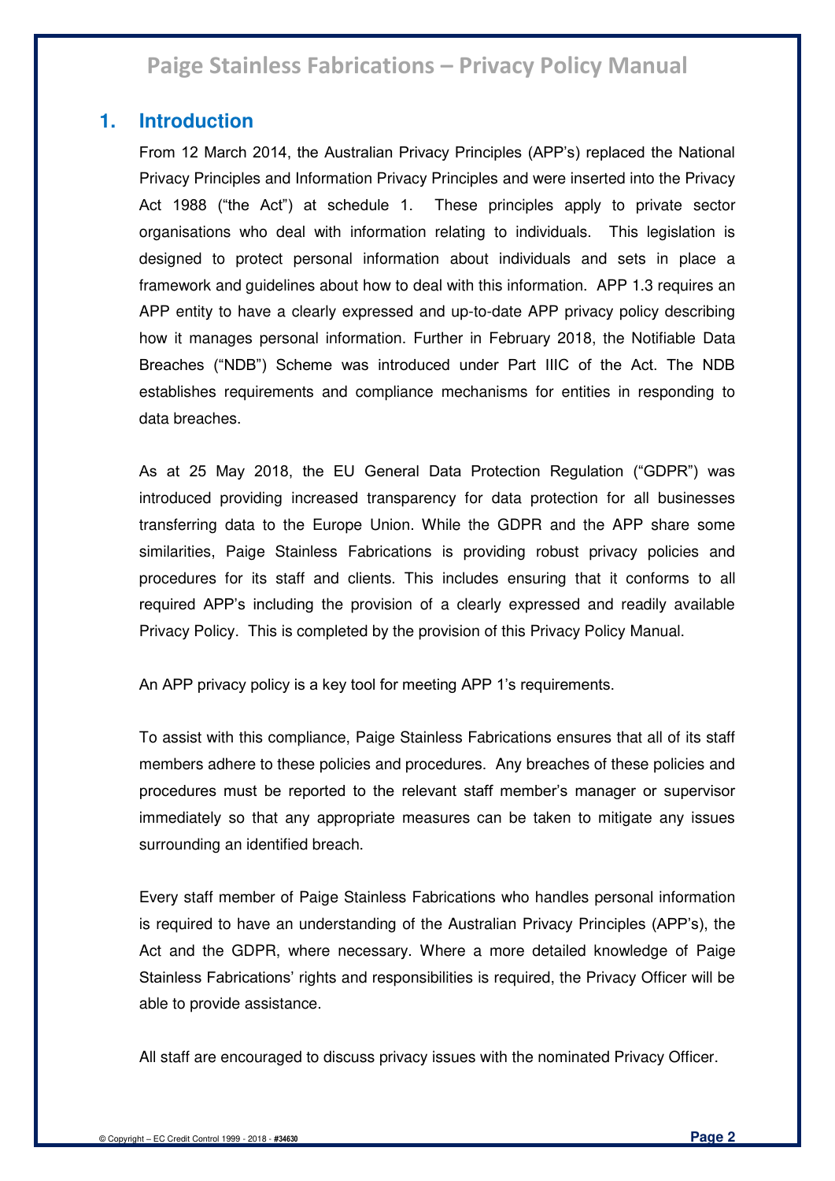## 1. Introduction

From 12 March 2014, the Australian Privacy Principles (APP's) replaced the National Privacy Principles and Information Privacy Principles and were inserted into the Privacy Act 1988 ("the Act") at schedule 1. These principles apply to private sector organisations who deal with information relating to individuals. This legislation is designed to protect personal information about individuals and sets in place a framework and guidelines about how to deal with this information. APP 1.3 requires an APP entity to have a clearly expressed and up-to-date APP privacy policy describing how it manages personal information. Further in February 2018, the Notifiable Data Breaches ("NDB") Scheme was introduced under Part IIIC of the Act. The NDB establishes requirements and compliance mechanisms for entities in responding to data breaches.

As at 25 May 2018, the EU General Data Protection Regulation ("GDPR") was introduced providing increased transparency for data protection for all businesses transferring data to the Europe Union. While the GDPR and the APP share some similarities, Paige Stainless Fabrications is providing robust privacy policies and procedures for its staff and clients. This includes ensuring that it conforms to all required APP's including the provision of a clearly expressed and readily available Privacy Policy. This is completed by the provision of this Privacy Policy Manual.

An APP privacy policy is a key tool for meeting APP 1's requirements.

To assist with this compliance, Paige Stainless Fabrications ensures that all of its staff members adhere to these policies and procedures. Any breaches of these policies and procedures must be reported to the relevant staff member's manager or supervisor immediately so that any appropriate measures can be taken to mitigate any issues surrounding an identified breach.

Every staff member of Paige Stainless Fabrications who handles personal information is required to have an understanding of the Australian Privacy Principles (APP's), the Act and the GDPR, where necessary. Where a more detailed knowledge of Paige Stainless Fabrications' rights and responsibilities is required, the Privacy Officer will be able to provide assistance.

All staff are encouraged to discuss privacy issues with the nominated Privacy Officer.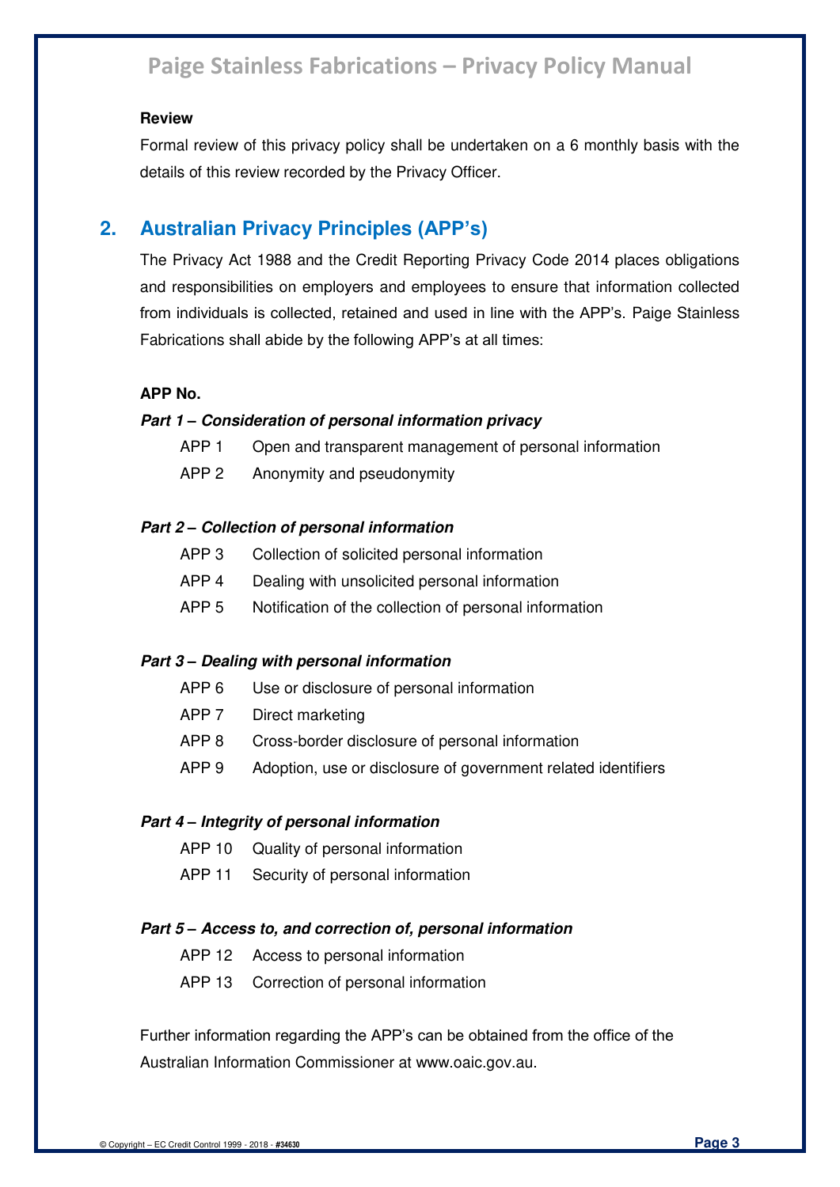**Review**

Formal review of this privacy policy shall be undertaken on a 6 monthly basis with the details of this review recorded by the Privacy Officer.

## 2. Australian Privacy Principles (APP's)

The Privacy Act 1988 and the Credit Reporting Privacy Code 2014 places obligations and responsibilities on employers and employees to ensure that information collected from individuals is collected, retained and used in line with the APP's. Paige Stainless Fabrications shall abide by the following APP's at all times:

**APP No.**

***Part 1 – Consideration of personal information privacy***

- APP 1 Open and transparent management of personal information
- APP 2 Anonymity and pseudonymity

***Part 2 – Collection of personal information***

- APP 3 Collection of solicited personal information
- APP 4 Dealing with unsolicited personal information
- APP 5 Notification of the collection of personal information

***Part 3 – Dealing with personal information***

- APP 6 Use or disclosure of personal information
- APP 7 Direct marketing
- APP 8 Cross-border disclosure of personal information
- APP 9 Adoption, use or disclosure of government related identifiers

***Part 4 – Integrity of personal information***

- APP 10 Quality of personal information
- APP 11 Security of personal information

***Part 5 – Access to, and correction of, personal information***

- APP 12 Access to personal information
- APP 13 Correction of personal information

Further information regarding the APP's can be obtained from the office of the Australian Information Commissioner at www.oaic.gov.au.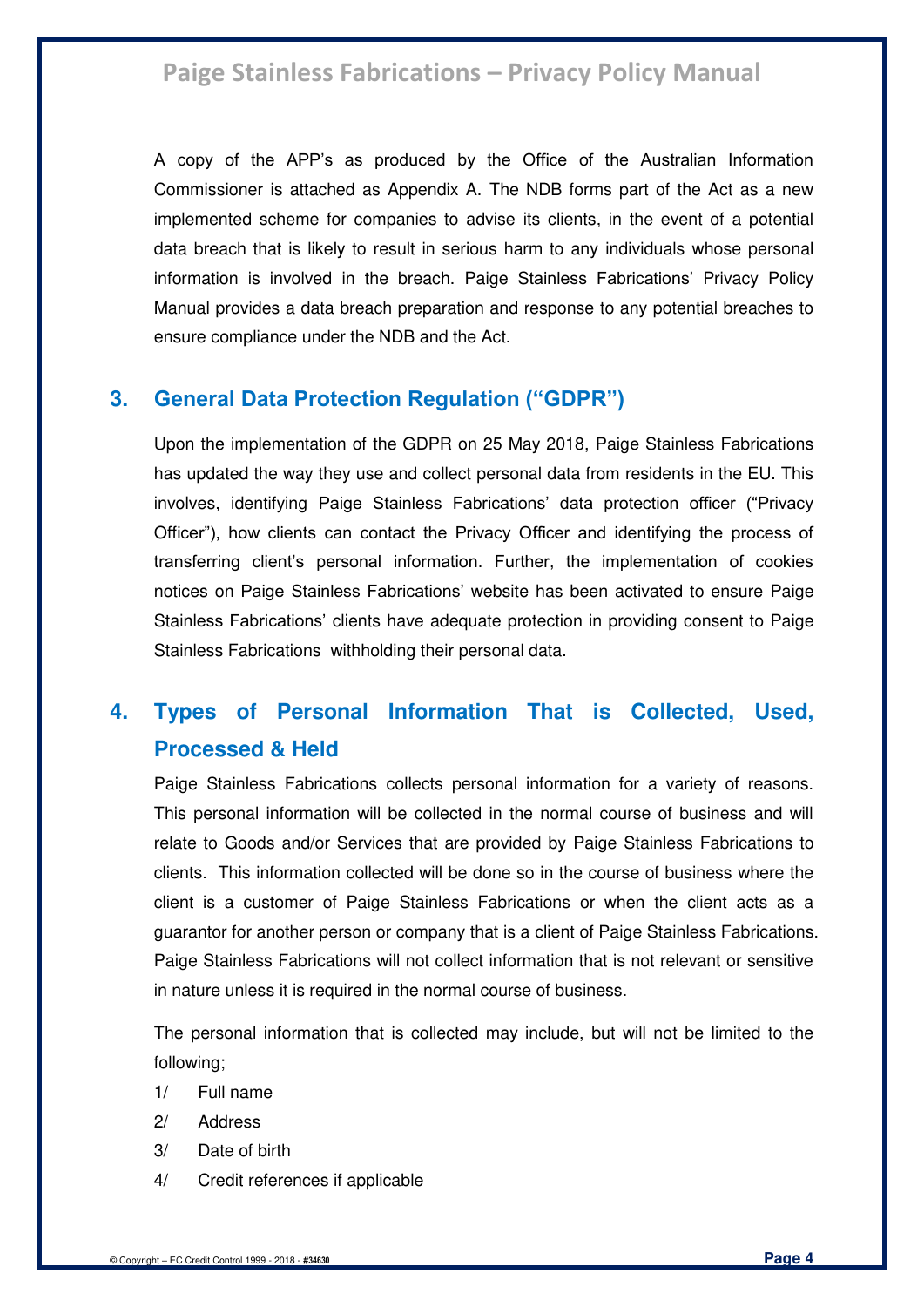A copy of the APP's as produced by the Office of the Australian Information Commissioner is attached as Appendix A. The NDB forms part of the Act as a new implemented scheme for companies to advise its clients, in the event of a potential data breach that is likely to result in serious harm to any individuals whose personal information is involved in the breach. Paige Stainless Fabrications' Privacy Policy Manual provides a data breach preparation and response to any potential breaches to ensure compliance under the NDB and the Act.

## 3. General Data Protection Regulation ("GDPR")

Upon the implementation of the GDPR on 25 May 2018, Paige Stainless Fabrications has updated the way they use and collect personal data from residents in the EU. This involves, identifying Paige Stainless Fabrications' data protection officer ("Privacy Officer"), how clients can contact the Privacy Officer and identifying the process of transferring client's personal information. Further, the implementation of cookies notices on Paige Stainless Fabrications' website has been activated to ensure Paige Stainless Fabrications' clients have adequate protection in providing consent to Paige Stainless Fabrications withholding their personal data.

## 4. Types of Personal Information That is Collected, Used, Processed & Held

Paige Stainless Fabrications collects personal information for a variety of reasons. This personal information will be collected in the normal course of business and will relate to Goods and/or Services that are provided by Paige Stainless Fabrications to clients. This information collected will be done so in the course of business where the client is a customer of Paige Stainless Fabrications or when the client acts as a guarantor for another person or company that is a client of Paige Stainless Fabrications. Paige Stainless Fabrications will not collect information that is not relevant or sensitive in nature unless it is required in the normal course of business.

The personal information that is collected may include, but will not be limited to the following;

1/ Full name

2/ Address

3/ Date of birth

4/ Credit references if applicable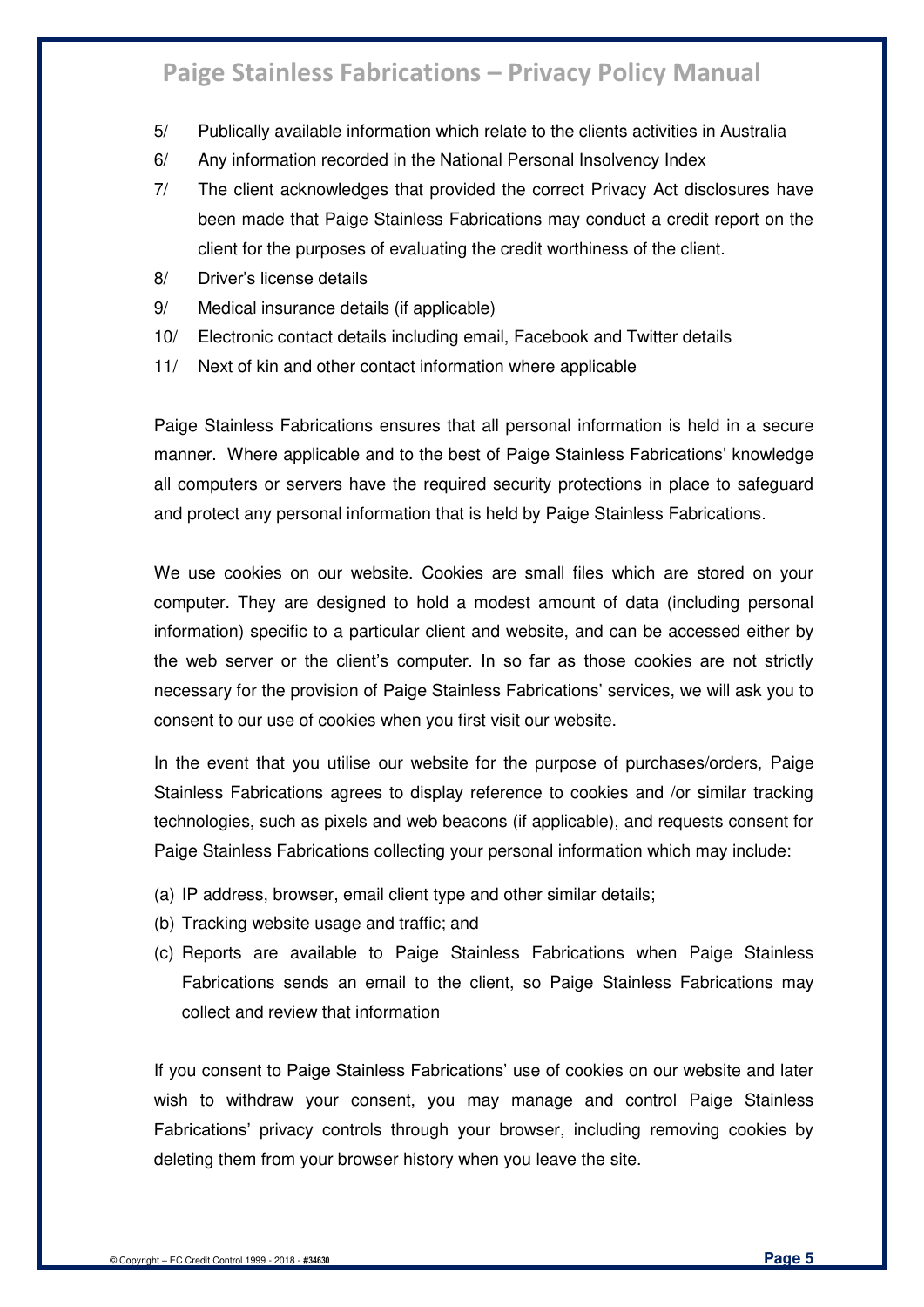5/ Publically available information which relate to the clients activities in Australia

6/ Any information recorded in the National Personal Insolvency Index

7/ The client acknowledges that provided the correct Privacy Act disclosures have been made that Paige Stainless Fabrications may conduct a credit report on the client for the purposes of evaluating the credit worthiness of the client.

8/ Driver's license details

9/ Medical insurance details (if applicable)

10/ Electronic contact details including email, Facebook and Twitter details

11/ Next of kin and other contact information where applicable

Paige Stainless Fabrications ensures that all personal information is held in a secure manner. Where applicable and to the best of Paige Stainless Fabrications' knowledge all computers or servers have the required security protections in place to safeguard and protect any personal information that is held by Paige Stainless Fabrications.

We use cookies on our website. Cookies are small files which are stored on your computer. They are designed to hold a modest amount of data (including personal information) specific to a particular client and website, and can be accessed either by the web server or the client's computer. In so far as those cookies are not strictly necessary for the provision of Paige Stainless Fabrications' services, we will ask you to consent to our use of cookies when you first visit our website.

In the event that you utilise our website for the purpose of purchases/orders, Paige Stainless Fabrications agrees to display reference to cookies and /or similar tracking technologies, such as pixels and web beacons (if applicable), and requests consent for Paige Stainless Fabrications collecting your personal information which may include:

(a) IP address, browser, email client type and other similar details;
(b) Tracking website usage and traffic; and
(c) Reports are available to Paige Stainless Fabrications when Paige Stainless Fabrications sends an email to the client, so Paige Stainless Fabrications may collect and review that information

If you consent to Paige Stainless Fabrications' use of cookies on our website and later wish to withdraw your consent, you may manage and control Paige Stainless Fabrications' privacy controls through your browser, including removing cookies by deleting them from your browser history when you leave the site.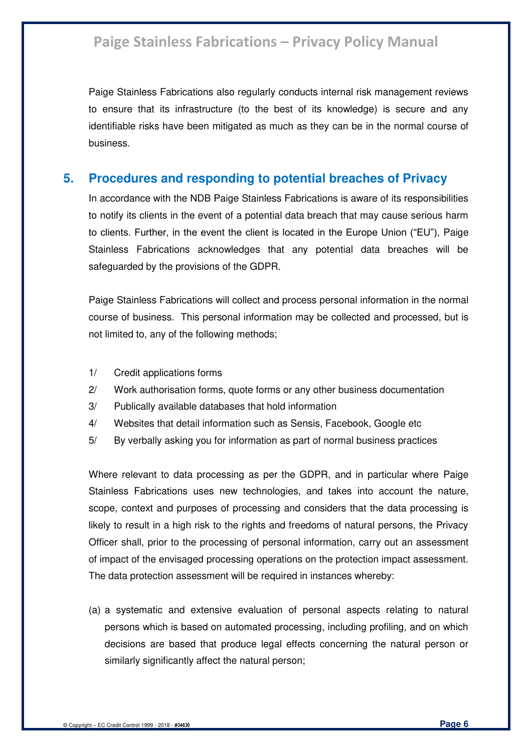Paige Stainless Fabrications also regularly conducts internal risk management reviews to ensure that its infrastructure (to the best of its knowledge) is secure and any identifiable risks have been mitigated as much as they can be in the normal course of business.

## 5. Procedures and responding to potential breaches of Privacy

In accordance with the NDB Paige Stainless Fabrications is aware of its responsibilities to notify its clients in the event of a potential data breach that may cause serious harm to clients. Further, in the event the client is located in the Europe Union ("EU"), Paige Stainless Fabrications acknowledges that any potential data breaches will be safeguarded by the provisions of the GDPR.

Paige Stainless Fabrications will collect and process personal information in the normal course of business. This personal information may be collected and processed, but is not limited to, any of the following methods;

1/ Credit applications forms

2/ Work authorisation forms, quote forms or any other business documentation

3/ Publically available databases that hold information

4/ Websites that detail information such as Sensis, Facebook, Google etc

5/ By verbally asking you for information as part of normal business practices

Where relevant to data processing as per the GDPR, and in particular where Paige Stainless Fabrications uses new technologies, and takes into account the nature, scope, context and purposes of processing and considers that the data processing is likely to result in a high risk to the rights and freedoms of natural persons, the Privacy Officer shall, prior to the processing of personal information, carry out an assessment of impact of the envisaged processing operations on the protection impact assessment. The data protection assessment will be required in instances whereby:

(a) a systematic and extensive evaluation of personal aspects relating to natural persons which is based on automated processing, including profiling, and on which decisions are based that produce legal effects concerning the natural person or similarly significantly affect the natural person;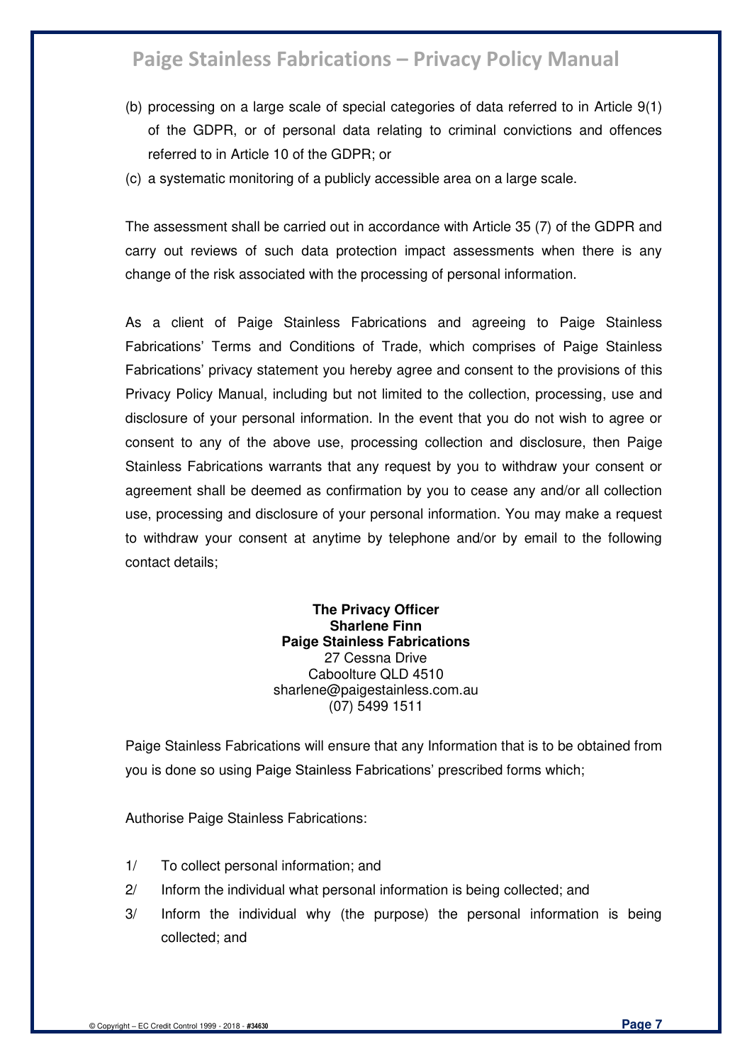(b) processing on a large scale of special categories of data referred to in Article 9(1) of the GDPR, or of personal data relating to criminal convictions and offences referred to in Article 10 of the GDPR; or

(c) a systematic monitoring of a publicly accessible area on a large scale.

The assessment shall be carried out in accordance with Article 35 (7) of the GDPR and carry out reviews of such data protection impact assessments when there is any change of the risk associated with the processing of personal information.

As a client of Paige Stainless Fabrications and agreeing to Paige Stainless Fabrications' Terms and Conditions of Trade, which comprises of Paige Stainless Fabrications' privacy statement you hereby agree and consent to the provisions of this Privacy Policy Manual, including but not limited to the collection, processing, use and disclosure of your personal information. In the event that you do not wish to agree or consent to any of the above use, processing collection and disclosure, then Paige Stainless Fabrications warrants that any request by you to withdraw your consent or agreement shall be deemed as confirmation by you to cease any and/or all collection use, processing and disclosure of your personal information. You may make a request to withdraw your consent at anytime by telephone and/or by email to the following contact details;

**The Privacy Officer**
**Sharlene Finn**
**Paige Stainless Fabrications**
27 Cessna Drive
Caboolture QLD 4510
sharlene@paigestainless.com.au
(07) 5499 1511

Paige Stainless Fabrications will ensure that any Information that is to be obtained from you is done so using Paige Stainless Fabrications' prescribed forms which;

Authorise Paige Stainless Fabrications:

1/ To collect personal information; and

2/ Inform the individual what personal information is being collected; and

3/ Inform the individual why (the purpose) the personal information is being collected; and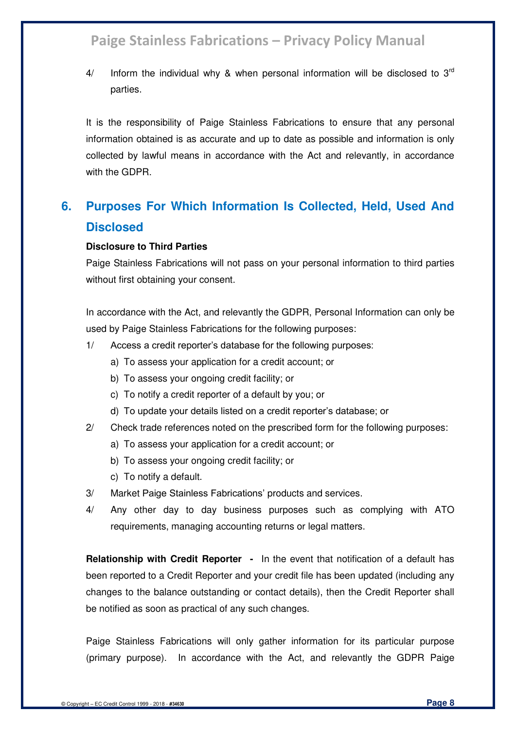4/ Inform the individual why & when personal information will be disclosed to 3rd parties.

It is the responsibility of Paige Stainless Fabrications to ensure that any personal information obtained is as accurate and up to date as possible and information is only collected by lawful means in accordance with the Act and relevantly, in accordance with the GDPR.

## 6. Purposes For Which Information Is Collected, Held, Used And Disclosed

**Disclosure to Third Parties**

Paige Stainless Fabrications will not pass on your personal information to third parties without first obtaining your consent.

In accordance with the Act, and relevantly the GDPR, Personal Information can only be used by Paige Stainless Fabrications for the following purposes:

1/ Access a credit reporter's database for the following purposes:
   - a) To assess your application for a credit account; or
   - b) To assess your ongoing credit facility; or
   - c) To notify a credit reporter of a default by you; or
   - d) To update your details listed on a credit reporter's database; or

2/ Check trade references noted on the prescribed form for the following purposes:
   - a) To assess your application for a credit account; or
   - b) To assess your ongoing credit facility; or
   - c) To notify a default.

3/ Market Paige Stainless Fabrications' products and services.

4/ Any other day to day business purposes such as complying with ATO requirements, managing accounting returns or legal matters.

**Relationship with Credit Reporter -** In the event that notification of a default has been reported to a Credit Reporter and your credit file has been updated (including any changes to the balance outstanding or contact details), then the Credit Reporter shall be notified as soon as practical of any such changes.

Paige Stainless Fabrications will only gather information for its particular purpose (primary purpose). In accordance with the Act, and relevantly the GDPR Paige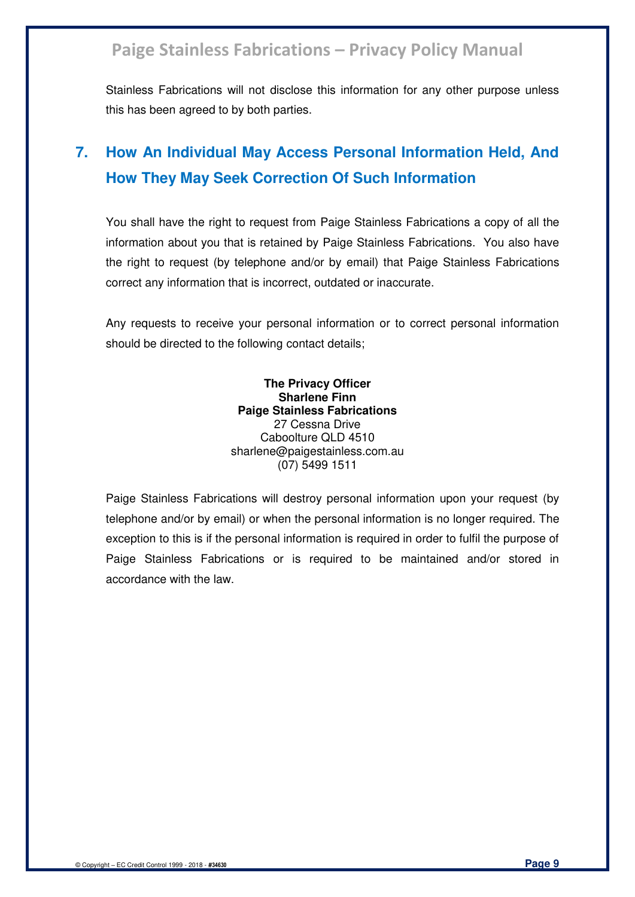Stainless Fabrications will not disclose this information for any other purpose unless this has been agreed to by both parties.

## 7. How An Individual May Access Personal Information Held, And How They May Seek Correction Of Such Information

You shall have the right to request from Paige Stainless Fabrications a copy of all the information about you that is retained by Paige Stainless Fabrications. You also have the right to request (by telephone and/or by email) that Paige Stainless Fabrications correct any information that is incorrect, outdated or inaccurate.

Any requests to receive your personal information or to correct personal information should be directed to the following contact details;

**The Privacy Officer**
**Sharlene Finn**
**Paige Stainless Fabrications**
27 Cessna Drive
Caboolture QLD 4510
sharlene@paigestainless.com.au
(07) 5499 1511

Paige Stainless Fabrications will destroy personal information upon your request (by telephone and/or by email) or when the personal information is no longer required. The exception to this is if the personal information is required in order to fulfil the purpose of Paige Stainless Fabrications or is required to be maintained and/or stored in accordance with the law.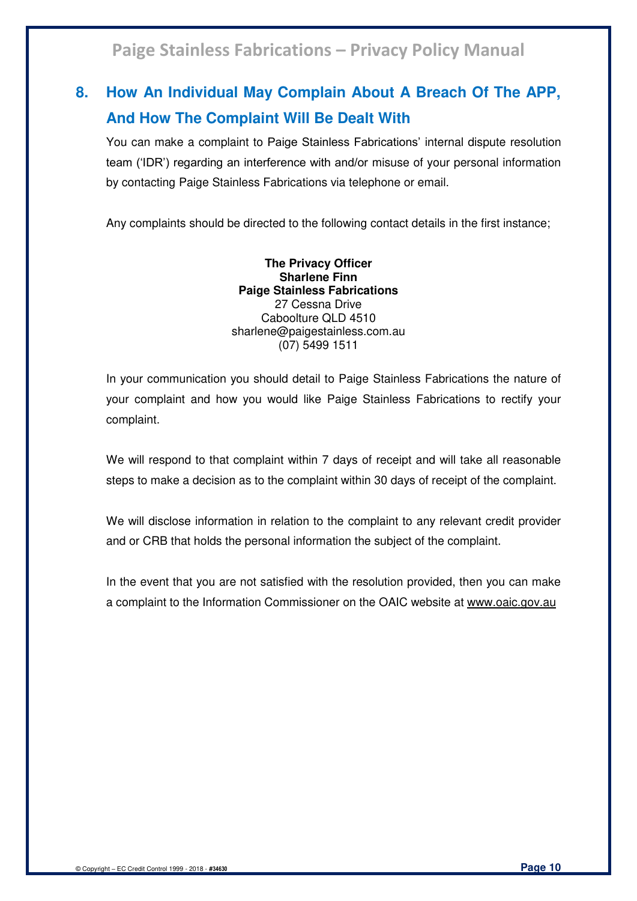## 8. How An Individual May Complain About A Breach Of The APP, And How The Complaint Will Be Dealt With

You can make a complaint to Paige Stainless Fabrications' internal dispute resolution team ('IDR') regarding an interference with and/or misuse of your personal information by contacting Paige Stainless Fabrications via telephone or email.

Any complaints should be directed to the following contact details in the first instance;

**The Privacy Officer**
**Sharlene Finn**
**Paige Stainless Fabrications**
27 Cessna Drive
Caboolture QLD 4510
sharlene@paigestainless.com.au
(07) 5499 1511

In your communication you should detail to Paige Stainless Fabrications the nature of your complaint and how you would like Paige Stainless Fabrications to rectify your complaint.

We will respond to that complaint within 7 days of receipt and will take all reasonable steps to make a decision as to the complaint within 30 days of receipt of the complaint.

We will disclose information in relation to the complaint to any relevant credit provider and or CRB that holds the personal information the subject of the complaint.

In the event that you are not satisfied with the resolution provided, then you can make a complaint to the Information Commissioner on the OAIC website at www.oaic.gov.au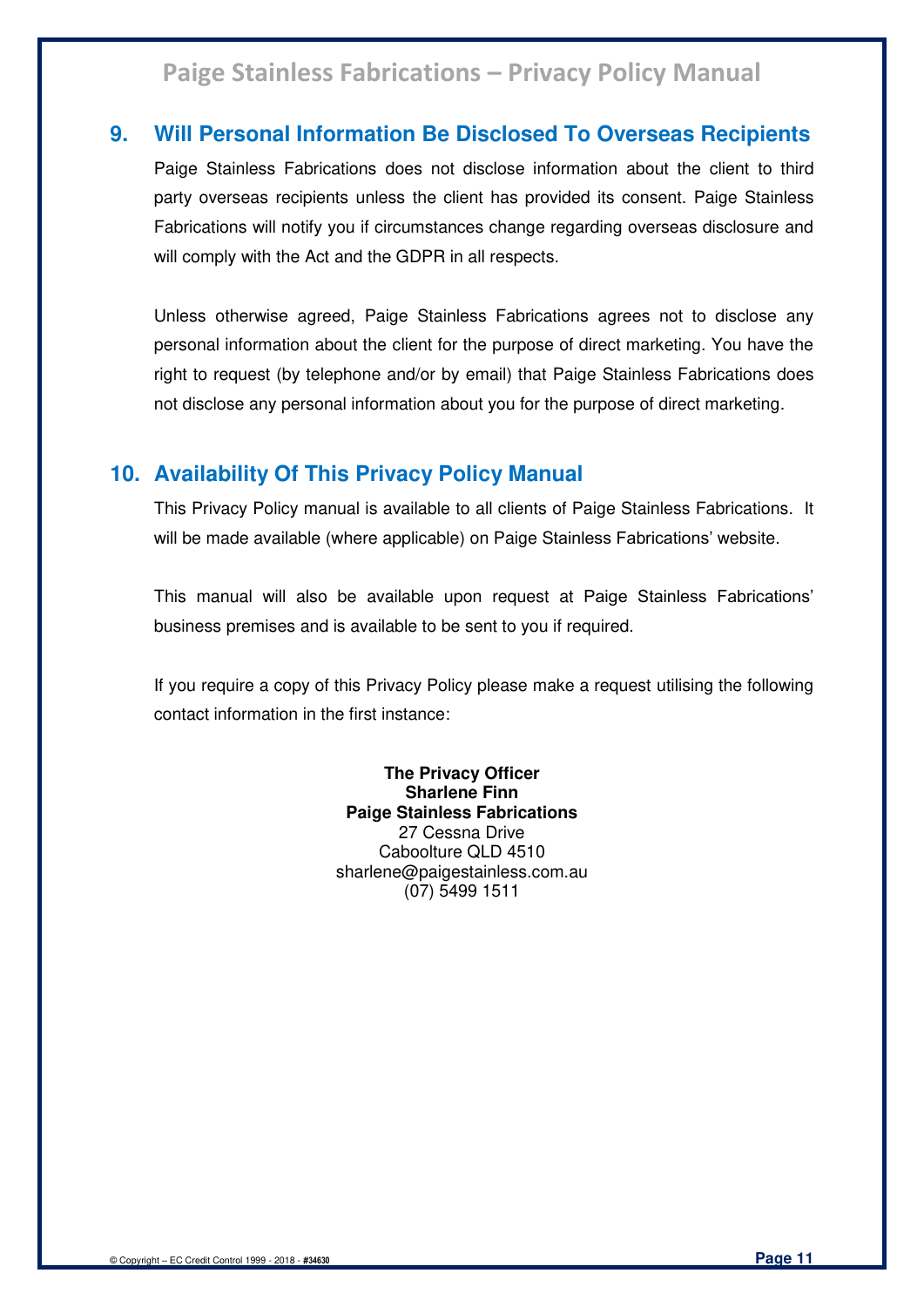## 9. Will Personal Information Be Disclosed To Overseas Recipients

Paige Stainless Fabrications does not disclose information about the client to third party overseas recipients unless the client has provided its consent. Paige Stainless Fabrications will notify you if circumstances change regarding overseas disclosure and will comply with the Act and the GDPR in all respects.

Unless otherwise agreed, Paige Stainless Fabrications agrees not to disclose any personal information about the client for the purpose of direct marketing. You have the right to request (by telephone and/or by email) that Paige Stainless Fabrications does not disclose any personal information about you for the purpose of direct marketing.

## 10. Availability Of This Privacy Policy Manual

This Privacy Policy manual is available to all clients of Paige Stainless Fabrications. It will be made available (where applicable) on Paige Stainless Fabrications' website.

This manual will also be available upon request at Paige Stainless Fabrications' business premises and is available to be sent to you if required.

If you require a copy of this Privacy Policy please make a request utilising the following contact information in the first instance:

**The Privacy Officer**
**Sharlene Finn**
**Paige Stainless Fabrications**
27 Cessna Drive
Caboolture QLD 4510
sharlene@paigestainless.com.au
(07) 5499 1511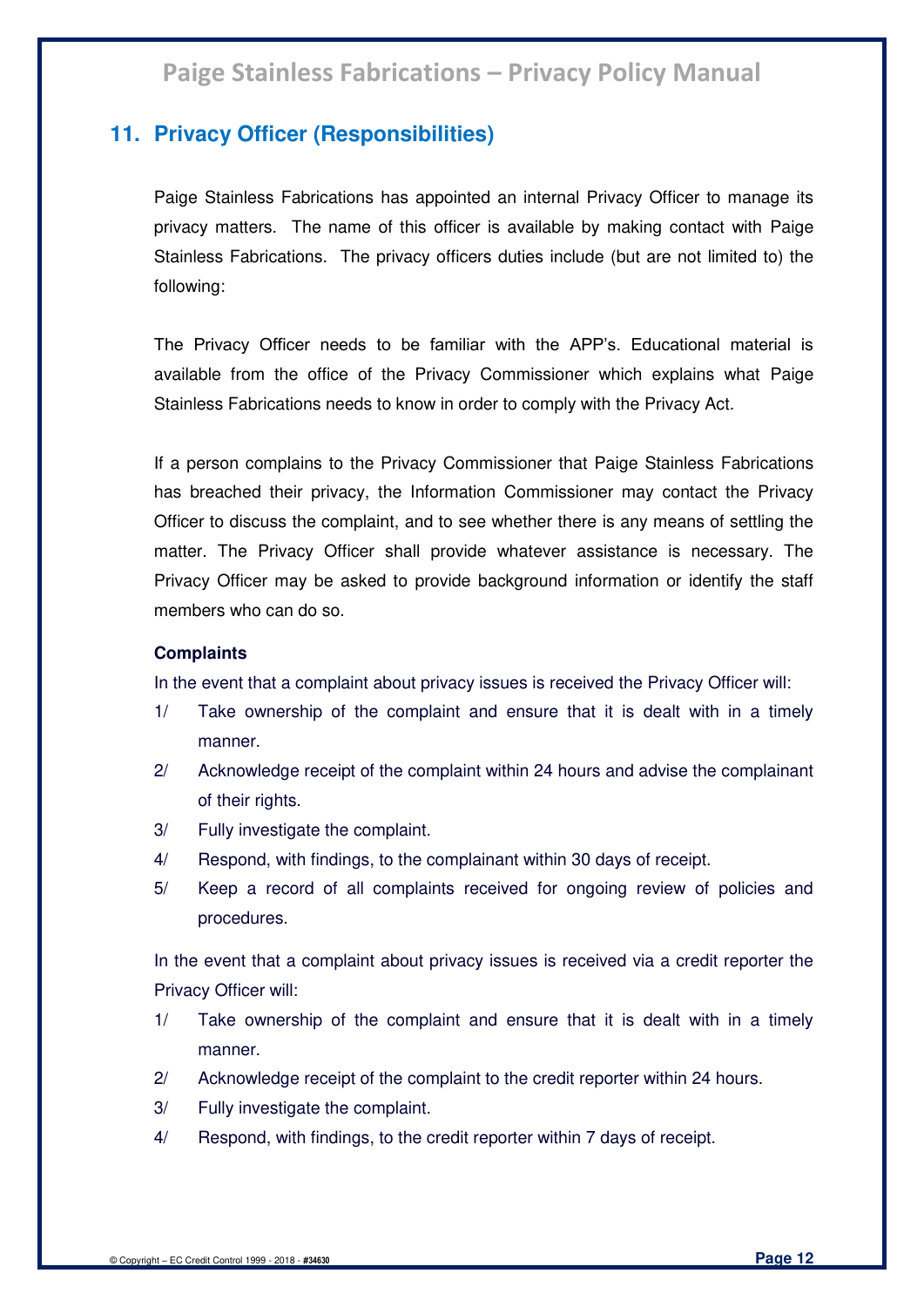## 11. Privacy Officer (Responsibilities)

Paige Stainless Fabrications has appointed an internal Privacy Officer to manage its privacy matters. The name of this officer is available by making contact with Paige Stainless Fabrications. The privacy officers duties include (but are not limited to) the following:

The Privacy Officer needs to be familiar with the APP's. Educational material is available from the office of the Privacy Commissioner which explains what Paige Stainless Fabrications needs to know in order to comply with the Privacy Act.

If a person complains to the Privacy Commissioner that Paige Stainless Fabrications has breached their privacy, the Information Commissioner may contact the Privacy Officer to discuss the complaint, and to see whether there is any means of settling the matter. The Privacy Officer shall provide whatever assistance is necessary. The Privacy Officer may be asked to provide background information or identify the staff members who can do so.

**Complaints**

In the event that a complaint about privacy issues is received the Privacy Officer will:

1/ Take ownership of the complaint and ensure that it is dealt with in a timely manner.

2/ Acknowledge receipt of the complaint within 24 hours and advise the complainant of their rights.

3/ Fully investigate the complaint.

4/ Respond, with findings, to the complainant within 30 days of receipt.

5/ Keep a record of all complaints received for ongoing review of policies and procedures.

In the event that a complaint about privacy issues is received via a credit reporter the Privacy Officer will:

1/ Take ownership of the complaint and ensure that it is dealt with in a timely manner.

2/ Acknowledge receipt of the complaint to the credit reporter within 24 hours.

3/ Fully investigate the complaint.

4/ Respond, with findings, to the credit reporter within 7 days of receipt.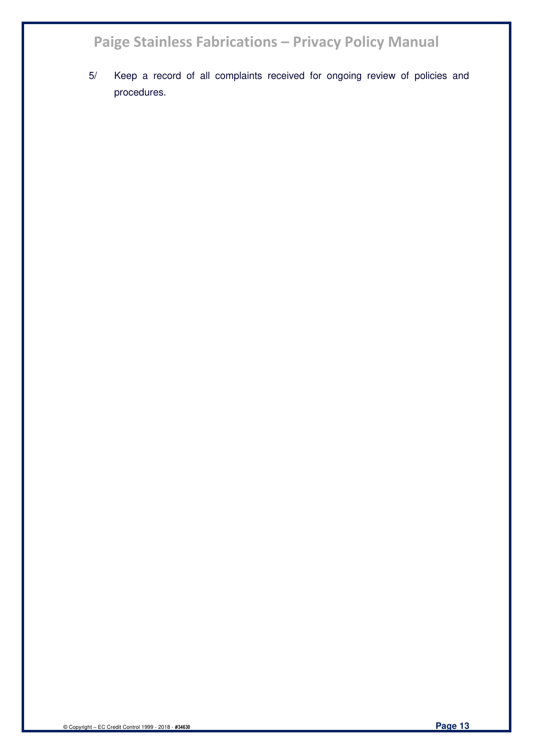5/ Keep a record of all complaints received for ongoing review of policies and procedures.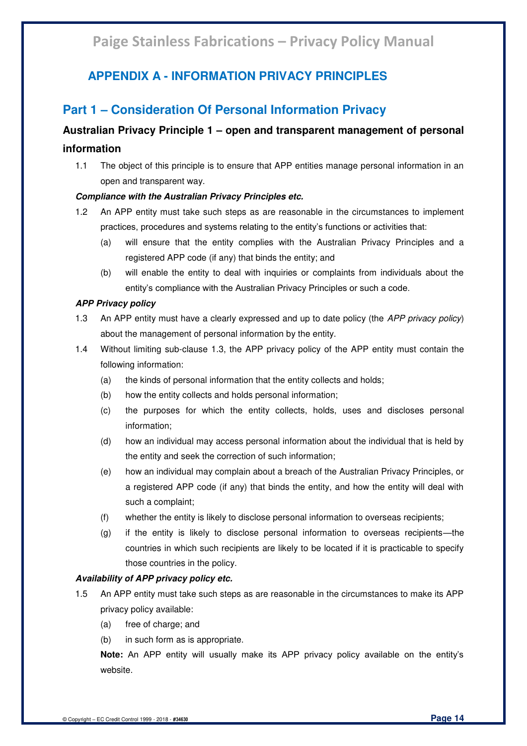## APPENDIX A - INFORMATION PRIVACY PRINCIPLES

## Part 1 – Consideration Of Personal Information Privacy

### Australian Privacy Principle 1 – open and transparent management of personal information

1.1 The object of this principle is to ensure that APP entities manage personal information in an open and transparent way.

***Compliance with the Australian Privacy Principles etc.***

1.2 An APP entity must take such steps as are reasonable in the circumstances to implement practices, procedures and systems relating to the entity's functions or activities that:

- (a) will ensure that the entity complies with the Australian Privacy Principles and a registered APP code (if any) that binds the entity; and
- (b) will enable the entity to deal with inquiries or complaints from individuals about the entity's compliance with the Australian Privacy Principles or such a code.

***APP Privacy policy***

1.3 An APP entity must have a clearly expressed and up to date policy (the *APP privacy policy*) about the management of personal information by the entity.

1.4 Without limiting sub-clause 1.3, the APP privacy policy of the APP entity must contain the following information:

- (a) the kinds of personal information that the entity collects and holds;
- (b) how the entity collects and holds personal information;
- (c) the purposes for which the entity collects, holds, uses and discloses personal information;
- (d) how an individual may access personal information about the individual that is held by the entity and seek the correction of such information;
- (e) how an individual may complain about a breach of the Australian Privacy Principles, or a registered APP code (if any) that binds the entity, and how the entity will deal with such a complaint;
- (f) whether the entity is likely to disclose personal information to overseas recipients;
- (g) if the entity is likely to disclose personal information to overseas recipients—the countries in which such recipients are likely to be located if it is practicable to specify those countries in the policy.

***Availability of APP privacy policy etc.***

1.5 An APP entity must take such steps as are reasonable in the circumstances to make its APP privacy policy available:

- (a) free of charge; and
- (b) in such form as is appropriate.

**Note:** An APP entity will usually make its APP privacy policy available on the entity's website.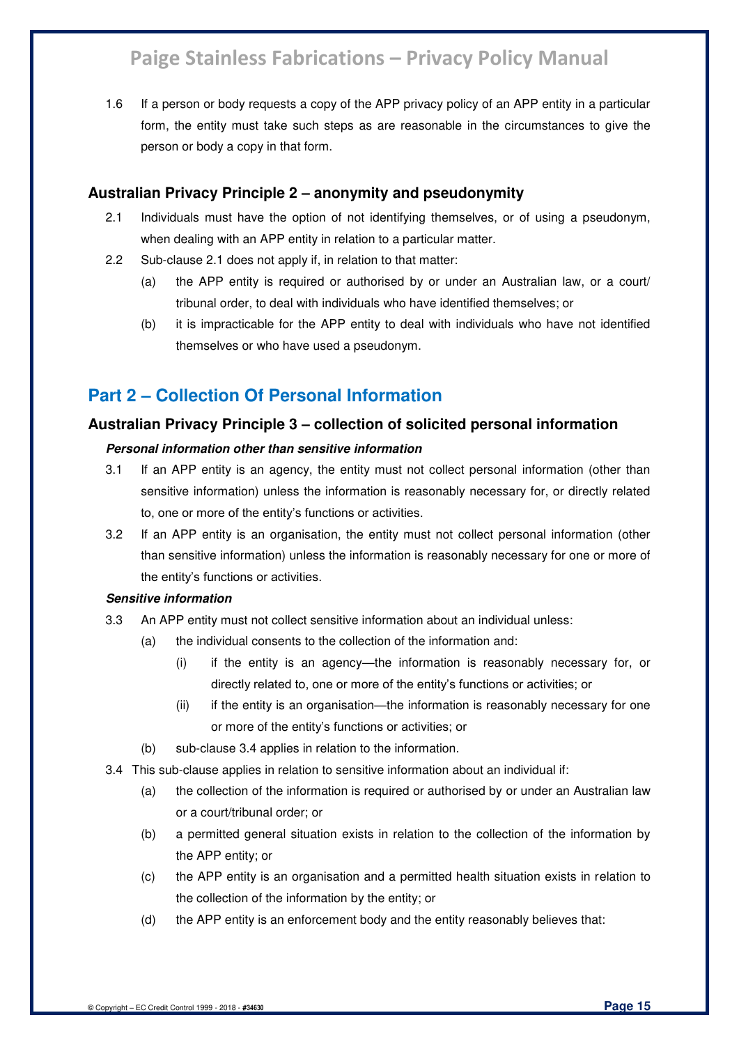1.6 If a person or body requests a copy of the APP privacy policy of an APP entity in a particular form, the entity must take such steps as are reasonable in the circumstances to give the person or body a copy in that form.

### Australian Privacy Principle 2 – anonymity and pseudonymity

2.1 Individuals must have the option of not identifying themselves, or of using a pseudonym, when dealing with an APP entity in relation to a particular matter.

2.2 Sub-clause 2.1 does not apply if, in relation to that matter:

- (a) the APP entity is required or authorised by or under an Australian law, or a court/ tribunal order, to deal with individuals who have identified themselves; or
- (b) it is impracticable for the APP entity to deal with individuals who have not identified themselves or who have used a pseudonym.

## Part 2 – Collection Of Personal Information

### Australian Privacy Principle 3 – collection of solicited personal information

***Personal information other than sensitive information***

3.1 If an APP entity is an agency, the entity must not collect personal information (other than sensitive information) unless the information is reasonably necessary for, or directly related to, one or more of the entity's functions or activities.

3.2 If an APP entity is an organisation, the entity must not collect personal information (other than sensitive information) unless the information is reasonably necessary for one or more of the entity's functions or activities.

***Sensitive information***

3.3 An APP entity must not collect sensitive information about an individual unless:

- (a) the individual consents to the collection of the information and:
  - (i) if the entity is an agency—the information is reasonably necessary for, or directly related to, one or more of the entity's functions or activities; or
  - (ii) if the entity is an organisation—the information is reasonably necessary for one or more of the entity's functions or activities; or
- (b) sub-clause 3.4 applies in relation to the information.

3.4 This sub-clause applies in relation to sensitive information about an individual if:

- (a) the collection of the information is required or authorised by or under an Australian law or a court/tribunal order; or
- (b) a permitted general situation exists in relation to the collection of the information by the APP entity; or
- (c) the APP entity is an organisation and a permitted health situation exists in relation to the collection of the information by the entity; or
- (d) the APP entity is an enforcement body and the entity reasonably believes that: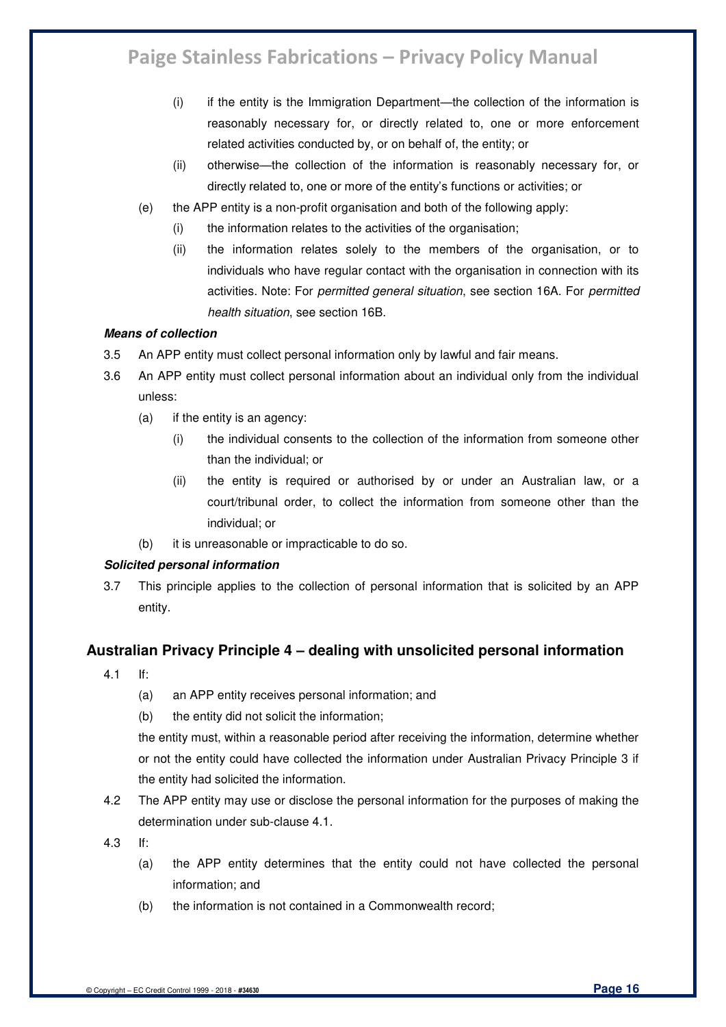(i) if the entity is the Immigration Department—the collection of the information is reasonably necessary for, or directly related to, one or more enforcement related activities conducted by, or on behalf of, the entity; or

(ii) otherwise—the collection of the information is reasonably necessary for, or directly related to, one or more of the entity's functions or activities; or

(e) the APP entity is a non-profit organisation and both of the following apply:

(i) the information relates to the activities of the organisation;

(ii) the information relates solely to the members of the organisation, or to individuals who have regular contact with the organisation in connection with its activities. Note: For *permitted general situation*, see section 16A. For *permitted health situation*, see section 16B.

***Means of collection***

3.5 An APP entity must collect personal information only by lawful and fair means.

3.6 An APP entity must collect personal information about an individual only from the individual unless:

(a) if the entity is an agency:

(i) the individual consents to the collection of the information from someone other than the individual; or

(ii) the entity is required or authorised by or under an Australian law, or a court/tribunal order, to collect the information from someone other than the individual; or

(b) it is unreasonable or impracticable to do so.

***Solicited personal information***

3.7 This principle applies to the collection of personal information that is solicited by an APP entity.

## Australian Privacy Principle 4 – dealing with unsolicited personal information

4.1 If:

(a) an APP entity receives personal information; and

(b) the entity did not solicit the information;

the entity must, within a reasonable period after receiving the information, determine whether or not the entity could have collected the information under Australian Privacy Principle 3 if the entity had solicited the information.

4.2 The APP entity may use or disclose the personal information for the purposes of making the determination under sub-clause 4.1.

4.3 If:

(a) the APP entity determines that the entity could not have collected the personal information; and

(b) the information is not contained in a Commonwealth record;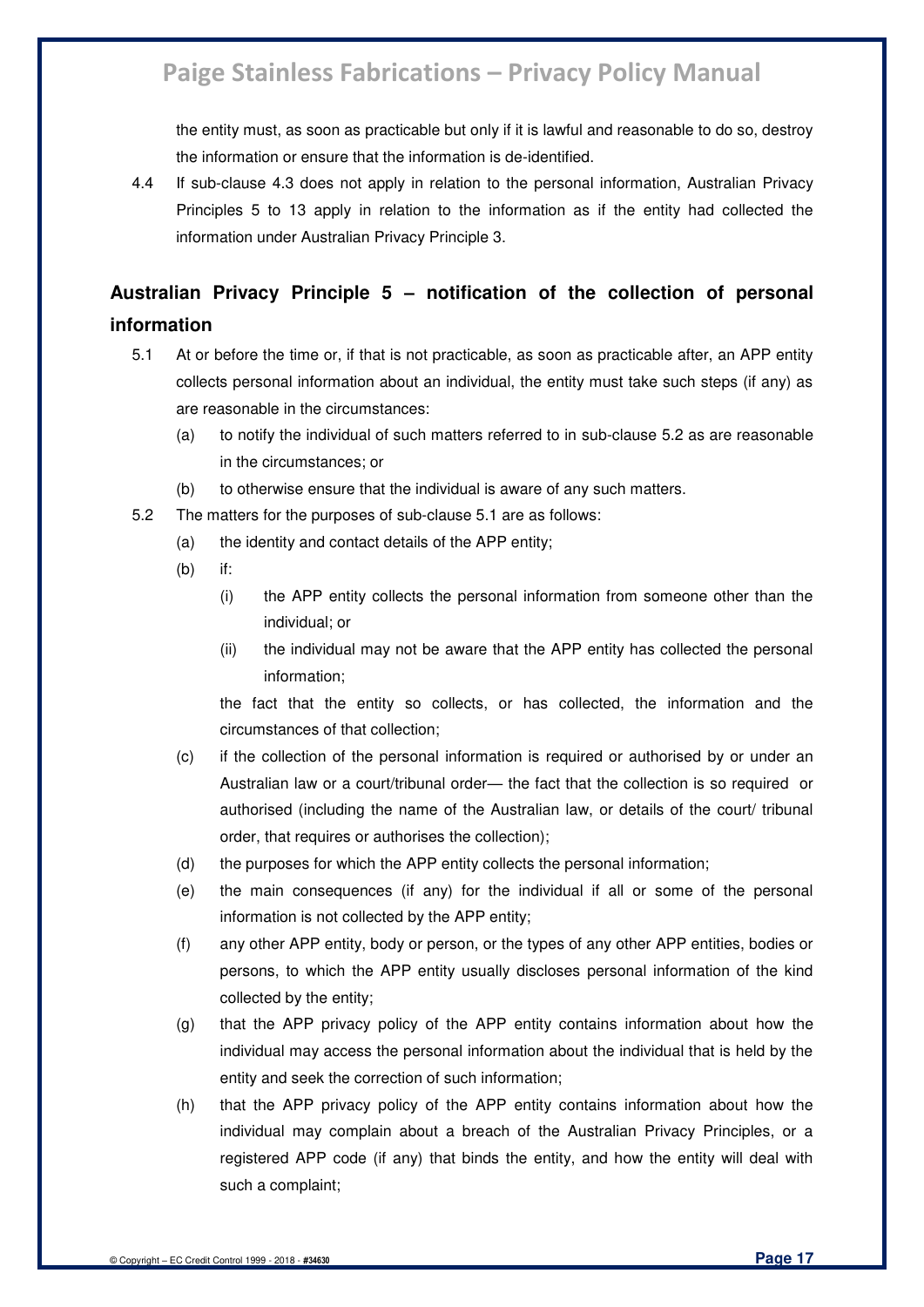the entity must, as soon as practicable but only if it is lawful and reasonable to do so, destroy the information or ensure that the information is de-identified.

4.4 If sub-clause 4.3 does not apply in relation to the personal information, Australian Privacy Principles 5 to 13 apply in relation to the information as if the entity had collected the information under Australian Privacy Principle 3.

## Australian Privacy Principle 5 – notification of the collection of personal information

5.1 At or before the time or, if that is not practicable, as soon as practicable after, an APP entity collects personal information about an individual, the entity must take such steps (if any) as are reasonable in the circumstances:

- (a) to notify the individual of such matters referred to in sub-clause 5.2 as are reasonable in the circumstances; or
- (b) to otherwise ensure that the individual is aware of any such matters.

5.2 The matters for the purposes of sub-clause 5.1 are as follows:

- (a) the identity and contact details of the APP entity;
- (b) if:
  - (i) the APP entity collects the personal information from someone other than the individual; or
  - (ii) the individual may not be aware that the APP entity has collected the personal information;

  the fact that the entity so collects, or has collected, the information and the circumstances of that collection;
- (c) if the collection of the personal information is required or authorised by or under an Australian law or a court/tribunal order— the fact that the collection is so required or authorised (including the name of the Australian law, or details of the court/ tribunal order, that requires or authorises the collection);
- (d) the purposes for which the APP entity collects the personal information;
- (e) the main consequences (if any) for the individual if all or some of the personal information is not collected by the APP entity;
- (f) any other APP entity, body or person, or the types of any other APP entities, bodies or persons, to which the APP entity usually discloses personal information of the kind collected by the entity;
- (g) that the APP privacy policy of the APP entity contains information about how the individual may access the personal information about the individual that is held by the entity and seek the correction of such information;
- (h) that the APP privacy policy of the APP entity contains information about how the individual may complain about a breach of the Australian Privacy Principles, or a registered APP code (if any) that binds the entity, and how the entity will deal with such a complaint;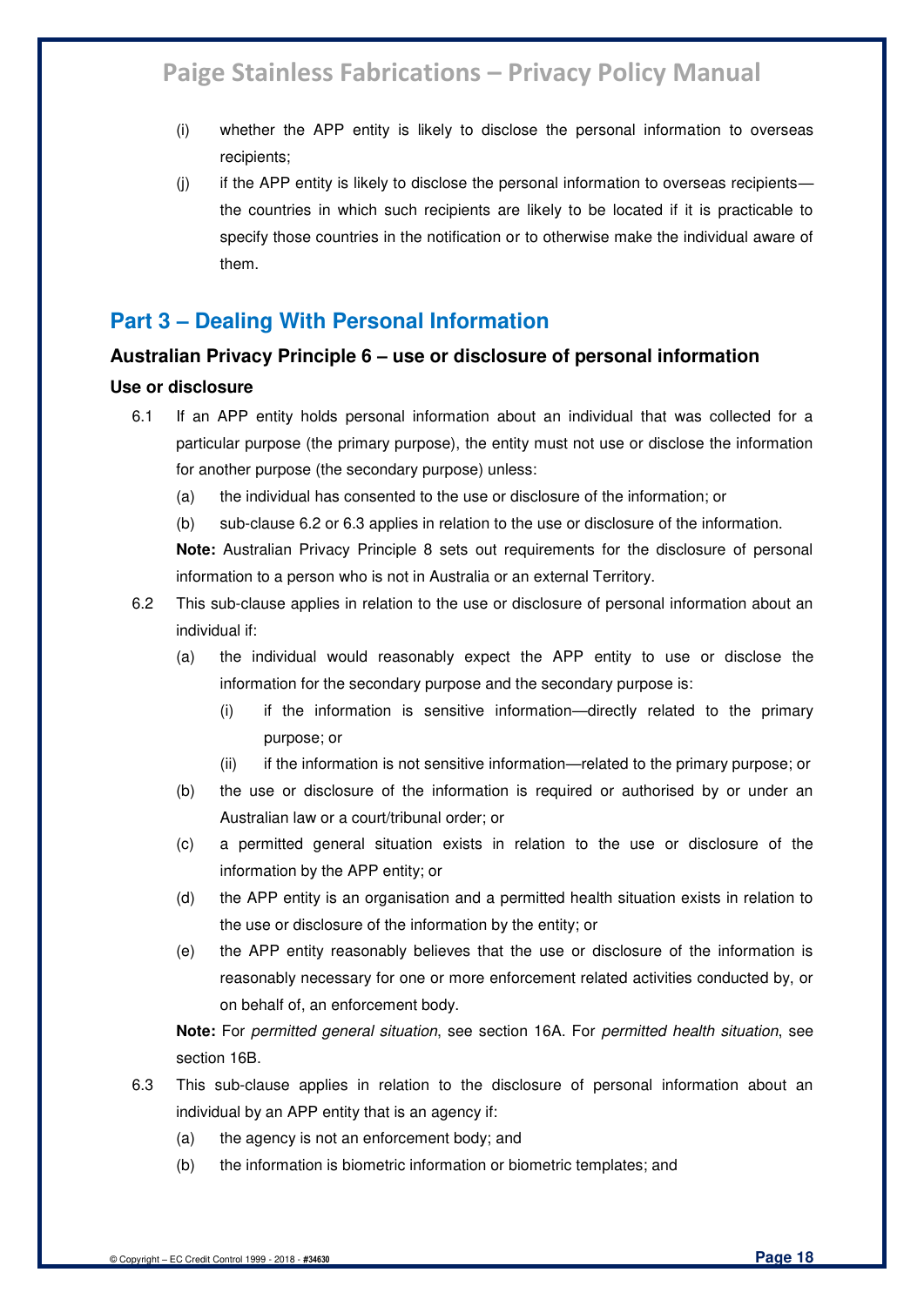(i) whether the APP entity is likely to disclose the personal information to overseas recipients;

(j) if the APP entity is likely to disclose the personal information to overseas recipients—the countries in which such recipients are likely to be located if it is practicable to specify those countries in the notification or to otherwise make the individual aware of them.

## Part 3 – Dealing With Personal Information

### Australian Privacy Principle 6 – use or disclosure of personal information

#### Use or disclosure

6.1 If an APP entity holds personal information about an individual that was collected for a particular purpose (the primary purpose), the entity must not use or disclose the information for another purpose (the secondary purpose) unless:

(a) the individual has consented to the use or disclosure of the information; or

(b) sub-clause 6.2 or 6.3 applies in relation to the use or disclosure of the information.

**Note:** Australian Privacy Principle 8 sets out requirements for the disclosure of personal information to a person who is not in Australia or an external Territory.

6.2 This sub-clause applies in relation to the use or disclosure of personal information about an individual if:

(a) the individual would reasonably expect the APP entity to use or disclose the information for the secondary purpose and the secondary purpose is:

(i) if the information is sensitive information—directly related to the primary purpose; or

(ii) if the information is not sensitive information—related to the primary purpose; or

(b) the use or disclosure of the information is required or authorised by or under an Australian law or a court/tribunal order; or

(c) a permitted general situation exists in relation to the use or disclosure of the information by the APP entity; or

(d) the APP entity is an organisation and a permitted health situation exists in relation to the use or disclosure of the information by the entity; or

(e) the APP entity reasonably believes that the use or disclosure of the information is reasonably necessary for one or more enforcement related activities conducted by, or on behalf of, an enforcement body.

**Note:** For *permitted general situation*, see section 16A. For *permitted health situation*, see section 16B.

6.3 This sub-clause applies in relation to the disclosure of personal information about an individual by an APP entity that is an agency if:

(a) the agency is not an enforcement body; and

(b) the information is biometric information or biometric templates; and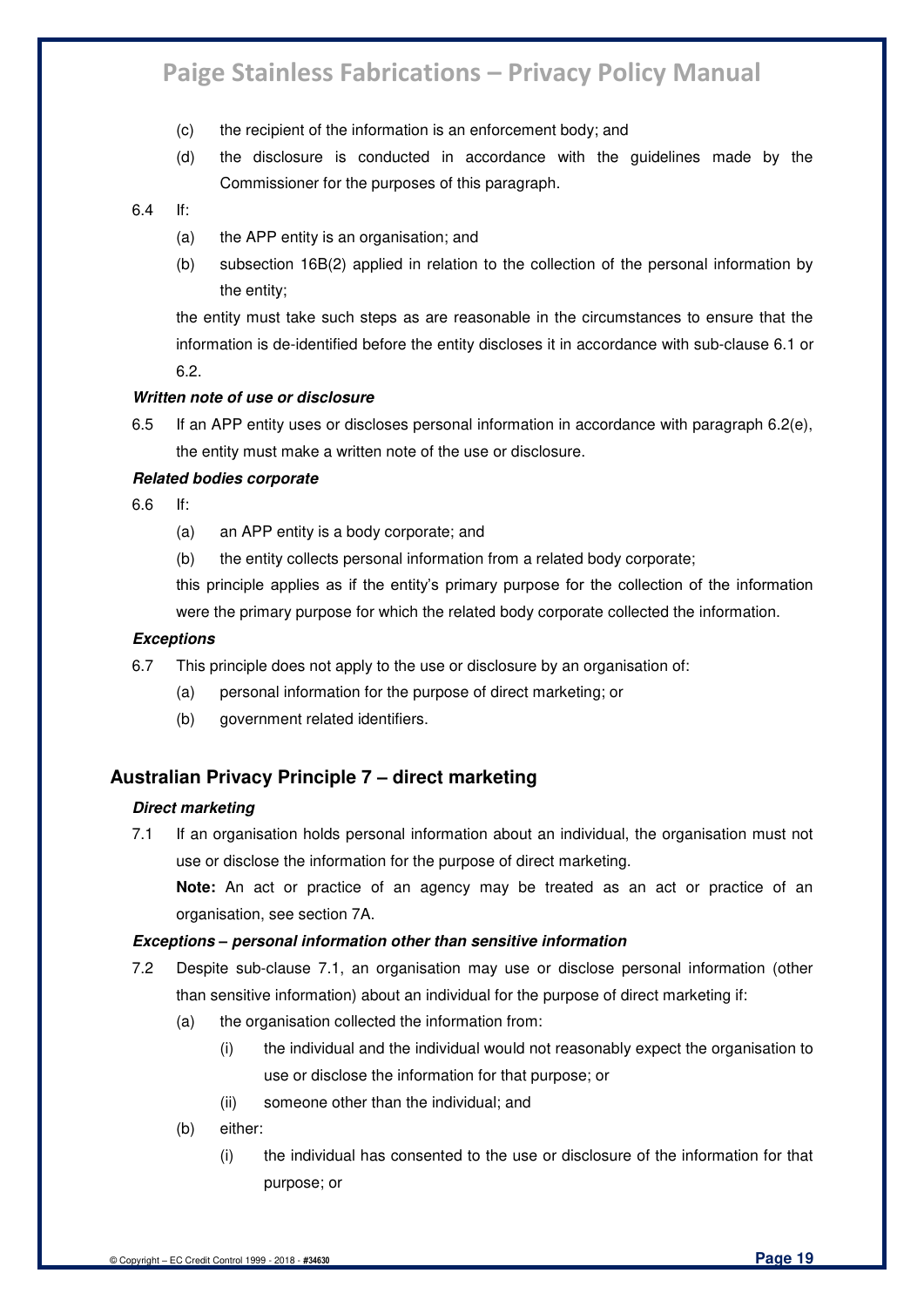(c) the recipient of the information is an enforcement body; and

(d) the disclosure is conducted in accordance with the guidelines made by the Commissioner for the purposes of this paragraph.

6.4 If:

(a) the APP entity is an organisation; and

(b) subsection 16B(2) applied in relation to the collection of the personal information by the entity;

the entity must take such steps as are reasonable in the circumstances to ensure that the information is de-identified before the entity discloses it in accordance with sub-clause 6.1 or 6.2.

***Written note of use or disclosure***

6.5 If an APP entity uses or discloses personal information in accordance with paragraph 6.2(e), the entity must make a written note of the use or disclosure.

***Related bodies corporate***

6.6 If:

(a) an APP entity is a body corporate; and

(b) the entity collects personal information from a related body corporate;

this principle applies as if the entity's primary purpose for the collection of the information were the primary purpose for which the related body corporate collected the information.

***Exceptions***

6.7 This principle does not apply to the use or disclosure by an organisation of:

(a) personal information for the purpose of direct marketing; or

(b) government related identifiers.

## Australian Privacy Principle 7 – direct marketing

***Direct marketing***

7.1 If an organisation holds personal information about an individual, the organisation must not use or disclose the information for the purpose of direct marketing.

**Note:** An act or practice of an agency may be treated as an act or practice of an organisation, see section 7A.

***Exceptions – personal information other than sensitive information***

7.2 Despite sub-clause 7.1, an organisation may use or disclose personal information (other than sensitive information) about an individual for the purpose of direct marketing if:

(a) the organisation collected the information from:

(i) the individual and the individual would not reasonably expect the organisation to use or disclose the information for that purpose; or

(ii) someone other than the individual; and

(b) either:

(i) the individual has consented to the use or disclosure of the information for that purpose; or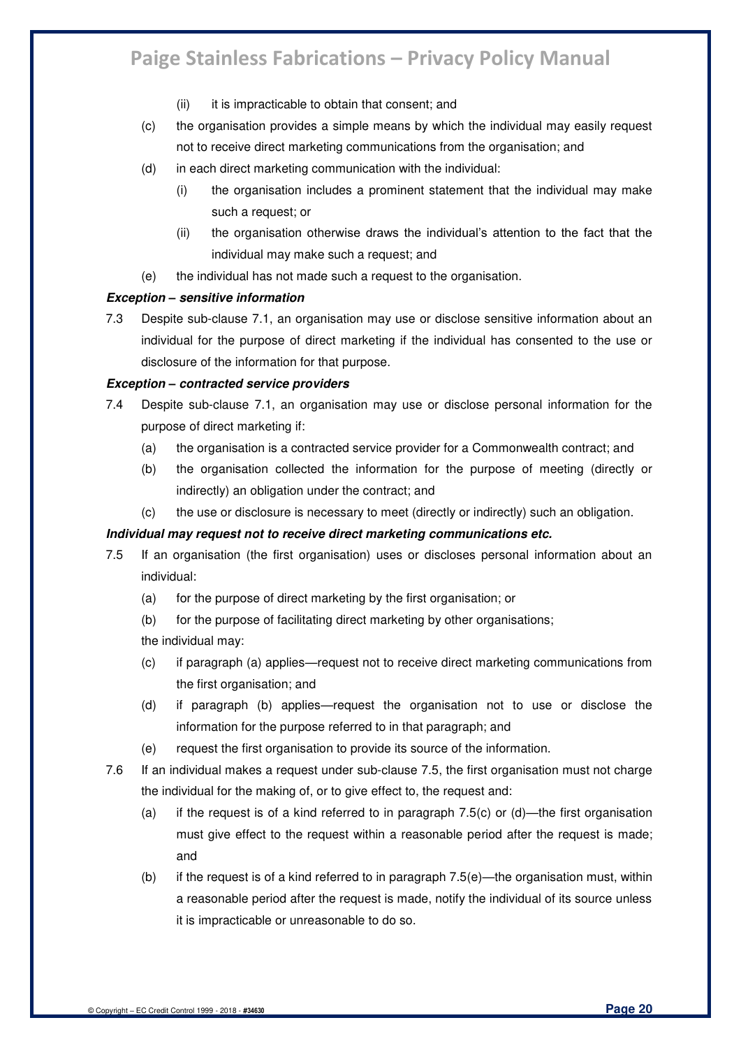(ii) it is impracticable to obtain that consent; and

(c) the organisation provides a simple means by which the individual may easily request not to receive direct marketing communications from the organisation; and

(d) in each direct marketing communication with the individual:

(i) the organisation includes a prominent statement that the individual may make such a request; or

(ii) the organisation otherwise draws the individual's attention to the fact that the individual may make such a request; and

(e) the individual has not made such a request to the organisation.

***Exception – sensitive information***

7.3 Despite sub-clause 7.1, an organisation may use or disclose sensitive information about an individual for the purpose of direct marketing if the individual has consented to the use or disclosure of the information for that purpose.

***Exception – contracted service providers***

7.4 Despite sub-clause 7.1, an organisation may use or disclose personal information for the purpose of direct marketing if:

(a) the organisation is a contracted service provider for a Commonwealth contract; and

(b) the organisation collected the information for the purpose of meeting (directly or indirectly) an obligation under the contract; and

(c) the use or disclosure is necessary to meet (directly or indirectly) such an obligation.

***Individual may request not to receive direct marketing communications etc.***

7.5 If an organisation (the first organisation) uses or discloses personal information about an individual:

(a) for the purpose of direct marketing by the first organisation; or

(b) for the purpose of facilitating direct marketing by other organisations;

the individual may:

(c) if paragraph (a) applies—request not to receive direct marketing communications from the first organisation; and

(d) if paragraph (b) applies—request the organisation not to use or disclose the information for the purpose referred to in that paragraph; and

(e) request the first organisation to provide its source of the information.

7.6 If an individual makes a request under sub-clause 7.5, the first organisation must not charge the individual for the making of, or to give effect to, the request and:

(a) if the request is of a kind referred to in paragraph 7.5(c) or (d)—the first organisation must give effect to the request within a reasonable period after the request is made; and

(b) if the request is of a kind referred to in paragraph 7.5(e)—the organisation must, within a reasonable period after the request is made, notify the individual of its source unless it is impracticable or unreasonable to do so.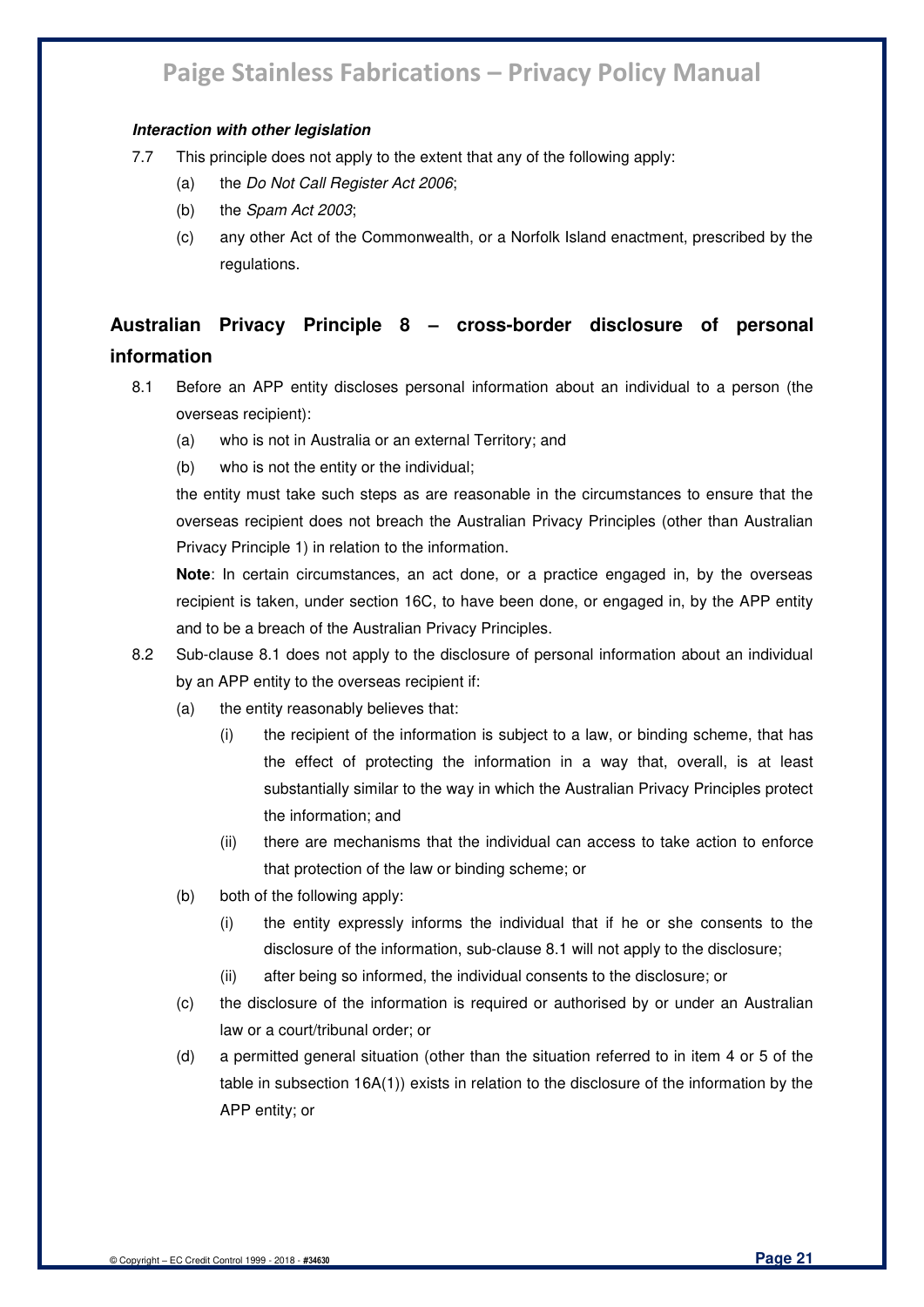***Interaction with other legislation***

7.7 This principle does not apply to the extent that any of the following apply:

(a) the *Do Not Call Register Act 2006*;

(b) the *Spam Act 2003*;

(c) any other Act of the Commonwealth, or a Norfolk Island enactment, prescribed by the regulations.

## Australian Privacy Principle 8 – cross-border disclosure of personal information

8.1 Before an APP entity discloses personal information about an individual to a person (the overseas recipient):

(a) who is not in Australia or an external Territory; and

(b) who is not the entity or the individual;

the entity must take such steps as are reasonable in the circumstances to ensure that the overseas recipient does not breach the Australian Privacy Principles (other than Australian Privacy Principle 1) in relation to the information.

**Note**: In certain circumstances, an act done, or a practice engaged in, by the overseas recipient is taken, under section 16C, to have been done, or engaged in, by the APP entity and to be a breach of the Australian Privacy Principles.

8.2 Sub-clause 8.1 does not apply to the disclosure of personal information about an individual by an APP entity to the overseas recipient if:

(a) the entity reasonably believes that:

(i) the recipient of the information is subject to a law, or binding scheme, that has the effect of protecting the information in a way that, overall, is at least substantially similar to the way in which the Australian Privacy Principles protect the information; and

(ii) there are mechanisms that the individual can access to take action to enforce that protection of the law or binding scheme; or

(b) both of the following apply:

(i) the entity expressly informs the individual that if he or she consents to the disclosure of the information, sub-clause 8.1 will not apply to the disclosure;

(ii) after being so informed, the individual consents to the disclosure; or

(c) the disclosure of the information is required or authorised by or under an Australian law or a court/tribunal order; or

(d) a permitted general situation (other than the situation referred to in item 4 or 5 of the table in subsection 16A(1)) exists in relation to the disclosure of the information by the APP entity; or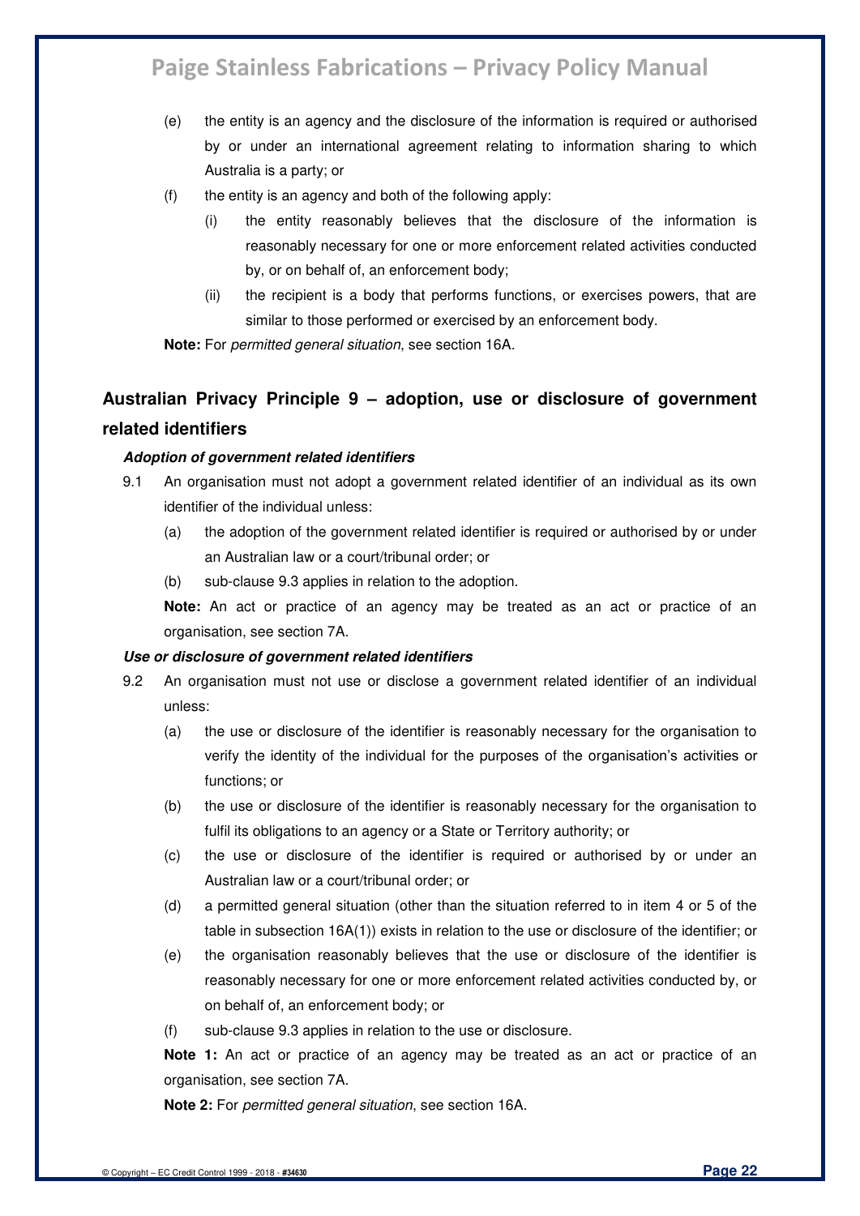(e) the entity is an agency and the disclosure of the information is required or authorised by or under an international agreement relating to information sharing to which Australia is a party; or

(f) the entity is an agency and both of the following apply:

  (i) the entity reasonably believes that the disclosure of the information is reasonably necessary for one or more enforcement related activities conducted by, or on behalf of, an enforcement body;

  (ii) the recipient is a body that performs functions, or exercises powers, that are similar to those performed or exercised by an enforcement body.

**Note:** For *permitted general situation*, see section 16A.

## Australian Privacy Principle 9 – adoption, use or disclosure of government related identifiers

***Adoption of government related identifiers***

9.1 An organisation must not adopt a government related identifier of an individual as its own identifier of the individual unless:

(a) the adoption of the government related identifier is required or authorised by or under an Australian law or a court/tribunal order; or

(b) sub-clause 9.3 applies in relation to the adoption.

**Note:** An act or practice of an agency may be treated as an act or practice of an organisation, see section 7A.

***Use or disclosure of government related identifiers***

9.2 An organisation must not use or disclose a government related identifier of an individual unless:

(a) the use or disclosure of the identifier is reasonably necessary for the organisation to verify the identity of the individual for the purposes of the organisation's activities or functions; or

(b) the use or disclosure of the identifier is reasonably necessary for the organisation to fulfil its obligations to an agency or a State or Territory authority; or

(c) the use or disclosure of the identifier is required or authorised by or under an Australian law or a court/tribunal order; or

(d) a permitted general situation (other than the situation referred to in item 4 or 5 of the table in subsection 16A(1)) exists in relation to the use or disclosure of the identifier; or

(e) the organisation reasonably believes that the use or disclosure of the identifier is reasonably necessary for one or more enforcement related activities conducted by, or on behalf of, an enforcement body; or

(f) sub-clause 9.3 applies in relation to the use or disclosure.

**Note 1:** An act or practice of an agency may be treated as an act or practice of an organisation, see section 7A.

**Note 2:** For *permitted general situation*, see section 16A.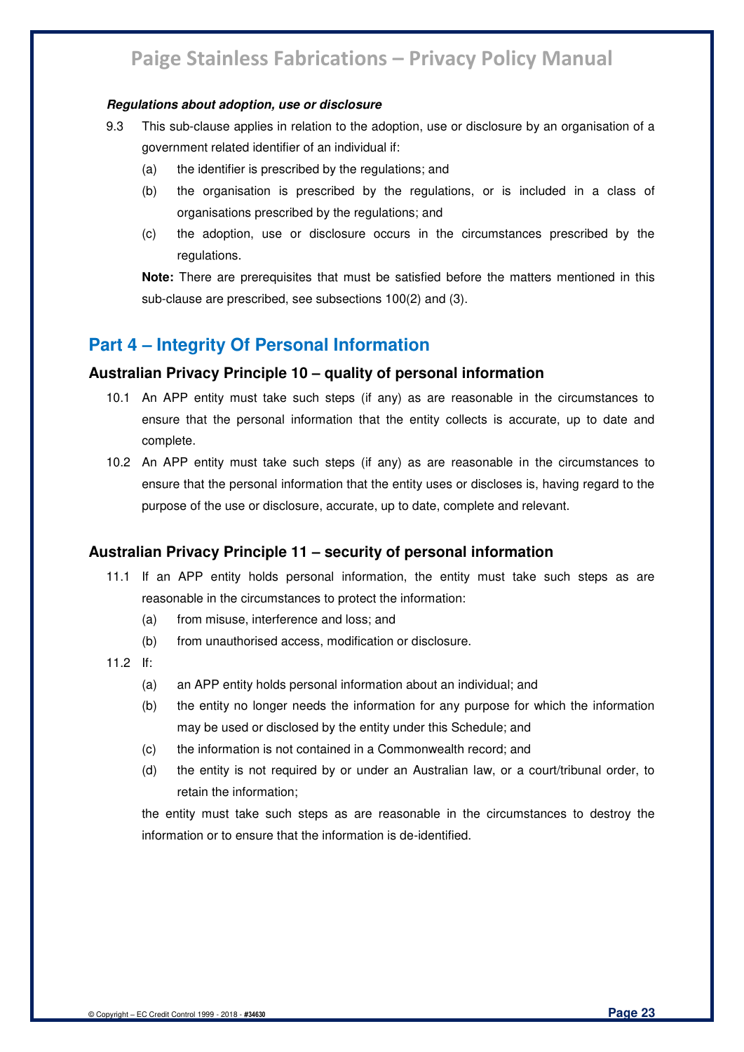***Regulations about adoption, use or disclosure***

9.3 This sub-clause applies in relation to the adoption, use or disclosure by an organisation of a government related identifier of an individual if:

   (a) the identifier is prescribed by the regulations; and

   (b) the organisation is prescribed by the regulations, or is included in a class of organisations prescribed by the regulations; and

   (c) the adoption, use or disclosure occurs in the circumstances prescribed by the regulations.

   **Note:** There are prerequisites that must be satisfied before the matters mentioned in this sub-clause are prescribed, see subsections 100(2) and (3).

## Part 4 – Integrity Of Personal Information

### Australian Privacy Principle 10 – quality of personal information

10.1 An APP entity must take such steps (if any) as are reasonable in the circumstances to ensure that the personal information that the entity collects is accurate, up to date and complete.

10.2 An APP entity must take such steps (if any) as are reasonable in the circumstances to ensure that the personal information that the entity uses or discloses is, having regard to the purpose of the use or disclosure, accurate, up to date, complete and relevant.

### Australian Privacy Principle 11 – security of personal information

11.1 If an APP entity holds personal information, the entity must take such steps as are reasonable in the circumstances to protect the information:

   (a) from misuse, interference and loss; and

   (b) from unauthorised access, modification or disclosure.

11.2 If:

   (a) an APP entity holds personal information about an individual; and

   (b) the entity no longer needs the information for any purpose for which the information may be used or disclosed by the entity under this Schedule; and

   (c) the information is not contained in a Commonwealth record; and

   (d) the entity is not required by or under an Australian law, or a court/tribunal order, to retain the information;

   the entity must take such steps as are reasonable in the circumstances to destroy the information or to ensure that the information is de-identified.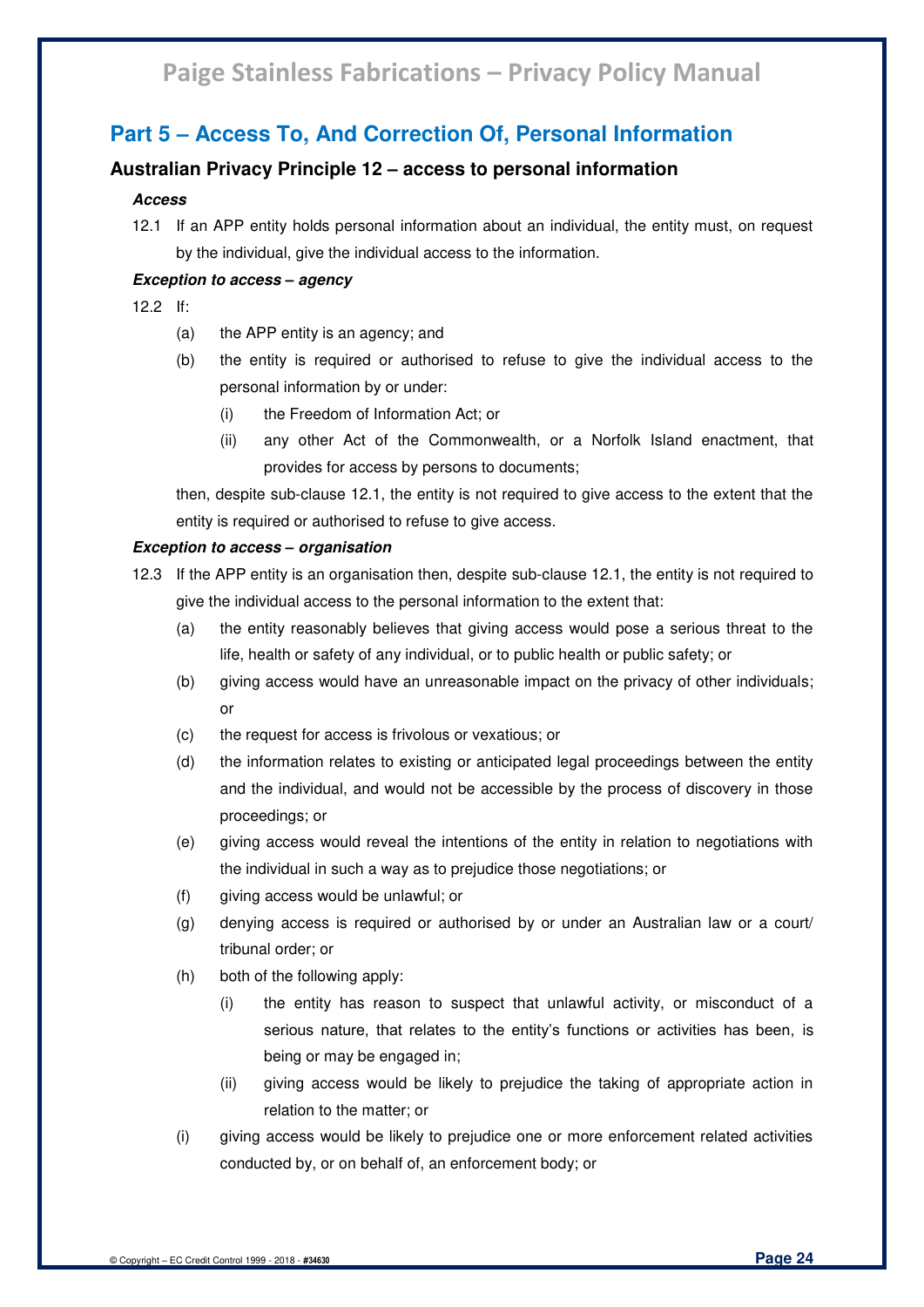## Part 5 – Access To, And Correction Of, Personal Information

### Australian Privacy Principle 12 – access to personal information

***Access***

12.1 If an APP entity holds personal information about an individual, the entity must, on request by the individual, give the individual access to the information.

***Exception to access – agency***

12.2 If:

(a) the APP entity is an agency; and

(b) the entity is required or authorised to refuse to give the individual access to the personal information by or under:

(i) the Freedom of Information Act; or

(ii) any other Act of the Commonwealth, or a Norfolk Island enactment, that provides for access by persons to documents;

then, despite sub-clause 12.1, the entity is not required to give access to the extent that the entity is required or authorised to refuse to give access.

***Exception to access – organisation***

12.3 If the APP entity is an organisation then, despite sub-clause 12.1, the entity is not required to give the individual access to the personal information to the extent that:

(a) the entity reasonably believes that giving access would pose a serious threat to the life, health or safety of any individual, or to public health or public safety; or

(b) giving access would have an unreasonable impact on the privacy of other individuals; or

(c) the request for access is frivolous or vexatious; or

(d) the information relates to existing or anticipated legal proceedings between the entity and the individual, and would not be accessible by the process of discovery in those proceedings; or

(e) giving access would reveal the intentions of the entity in relation to negotiations with the individual in such a way as to prejudice those negotiations; or

(f) giving access would be unlawful; or

(g) denying access is required or authorised by or under an Australian law or a court/ tribunal order; or

(h) both of the following apply:

(i) the entity has reason to suspect that unlawful activity, or misconduct of a serious nature, that relates to the entity's functions or activities has been, is being or may be engaged in;

(ii) giving access would be likely to prejudice the taking of appropriate action in relation to the matter; or

(i) giving access would be likely to prejudice one or more enforcement related activities conducted by, or on behalf of, an enforcement body; or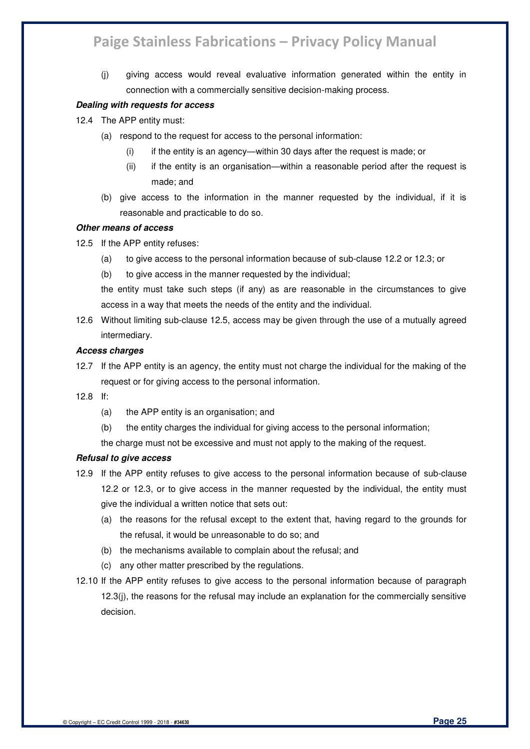(j) giving access would reveal evaluative information generated within the entity in connection with a commercially sensitive decision-making process.

***Dealing with requests for access***

12.4 The APP entity must:

(a) respond to the request for access to the personal information:

(i) if the entity is an agency—within 30 days after the request is made; or

(ii) if the entity is an organisation—within a reasonable period after the request is made; and

(b) give access to the information in the manner requested by the individual, if it is reasonable and practicable to do so.

***Other means of access***

12.5 If the APP entity refuses:

(a) to give access to the personal information because of sub-clause 12.2 or 12.3; or

(b) to give access in the manner requested by the individual;

the entity must take such steps (if any) as are reasonable in the circumstances to give access in a way that meets the needs of the entity and the individual.

12.6 Without limiting sub-clause 12.5, access may be given through the use of a mutually agreed intermediary.

***Access charges***

12.7 If the APP entity is an agency, the entity must not charge the individual for the making of the request or for giving access to the personal information.

12.8 If:

(a) the APP entity is an organisation; and

(b) the entity charges the individual for giving access to the personal information;

the charge must not be excessive and must not apply to the making of the request.

***Refusal to give access***

12.9 If the APP entity refuses to give access to the personal information because of sub-clause 12.2 or 12.3, or to give access in the manner requested by the individual, the entity must give the individual a written notice that sets out:

(a) the reasons for the refusal except to the extent that, having regard to the grounds for the refusal, it would be unreasonable to do so; and

(b) the mechanisms available to complain about the refusal; and

(c) any other matter prescribed by the regulations.

12.10 If the APP entity refuses to give access to the personal information because of paragraph 12.3(j), the reasons for the refusal may include an explanation for the commercially sensitive decision.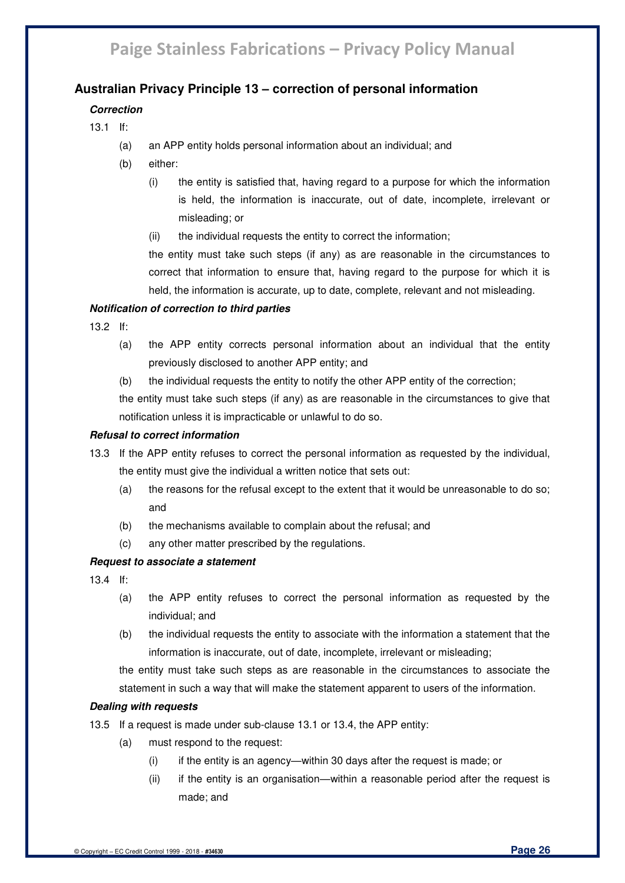## Australian Privacy Principle 13 – correction of personal information

***Correction***

13.1 If:

- (a) an APP entity holds personal information about an individual; and
- (b) either:
  - (i) the entity is satisfied that, having regard to a purpose for which the information is held, the information is inaccurate, out of date, incomplete, irrelevant or misleading; or
  - (ii) the individual requests the entity to correct the information;

  the entity must take such steps (if any) as are reasonable in the circumstances to correct that information to ensure that, having regard to the purpose for which it is held, the information is accurate, up to date, complete, relevant and not misleading.

***Notification of correction to third parties***

13.2 If:

- (a) the APP entity corrects personal information about an individual that the entity previously disclosed to another APP entity; and
- (b) the individual requests the entity to notify the other APP entity of the correction;

the entity must take such steps (if any) as are reasonable in the circumstances to give that notification unless it is impracticable or unlawful to do so.

***Refusal to correct information***

13.3 If the APP entity refuses to correct the personal information as requested by the individual, the entity must give the individual a written notice that sets out:

- (a) the reasons for the refusal except to the extent that it would be unreasonable to do so; and
- (b) the mechanisms available to complain about the refusal; and
- (c) any other matter prescribed by the regulations.

***Request to associate a statement***

13.4 If:

- (a) the APP entity refuses to correct the personal information as requested by the individual; and
- (b) the individual requests the entity to associate with the information a statement that the information is inaccurate, out of date, incomplete, irrelevant or misleading;

the entity must take such steps as are reasonable in the circumstances to associate the statement in such a way that will make the statement apparent to users of the information.

***Dealing with requests***

13.5 If a request is made under sub-clause 13.1 or 13.4, the APP entity:

- (a) must respond to the request:
  - (i) if the entity is an agency—within 30 days after the request is made; or
  - (ii) if the entity is an organisation—within a reasonable period after the request is made; and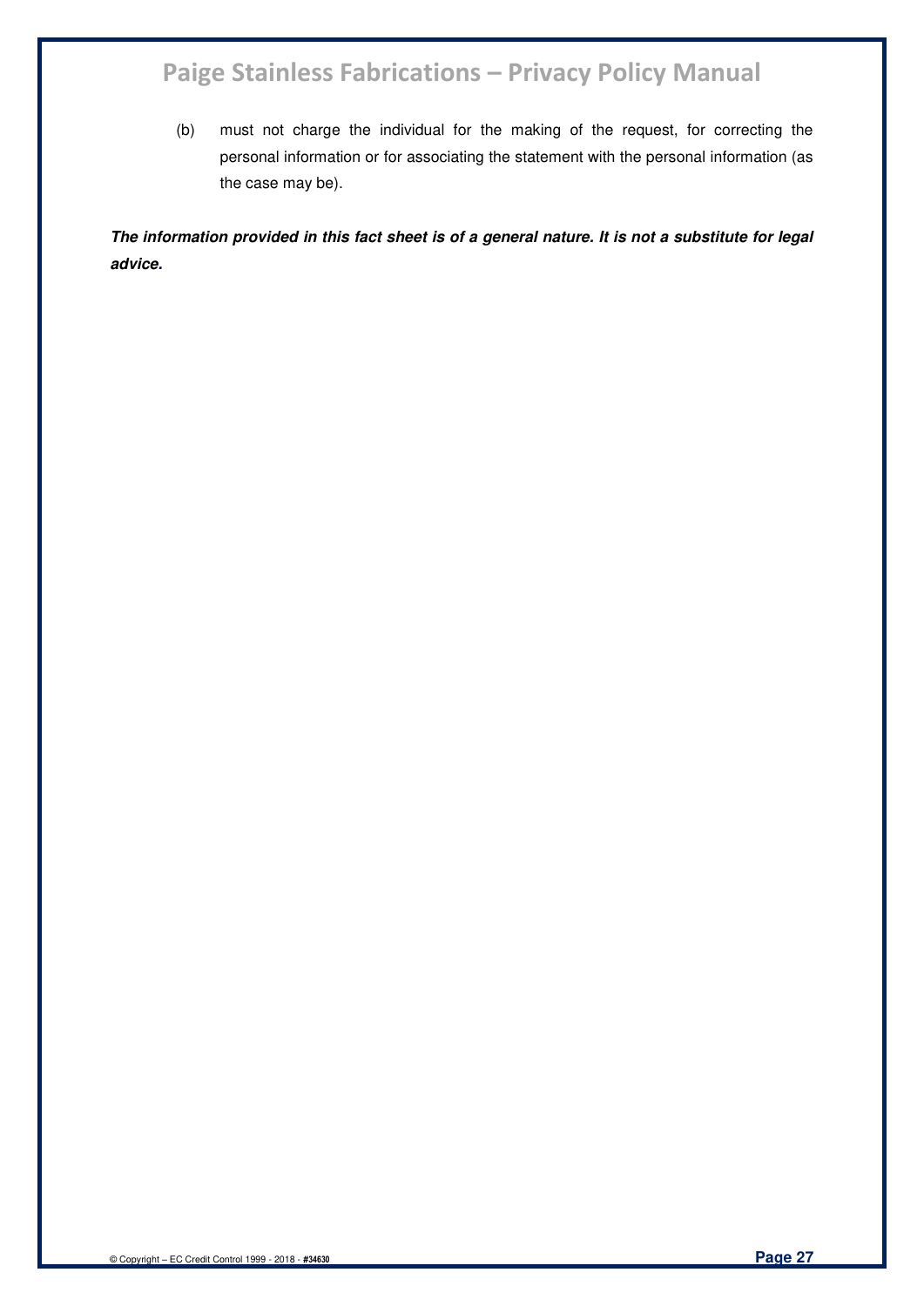(b) must not charge the individual for the making of the request, for correcting the personal information or for associating the statement with the personal information (as the case may be).

***The information provided in this fact sheet is of a general nature. It is not a substitute for legal advice.***